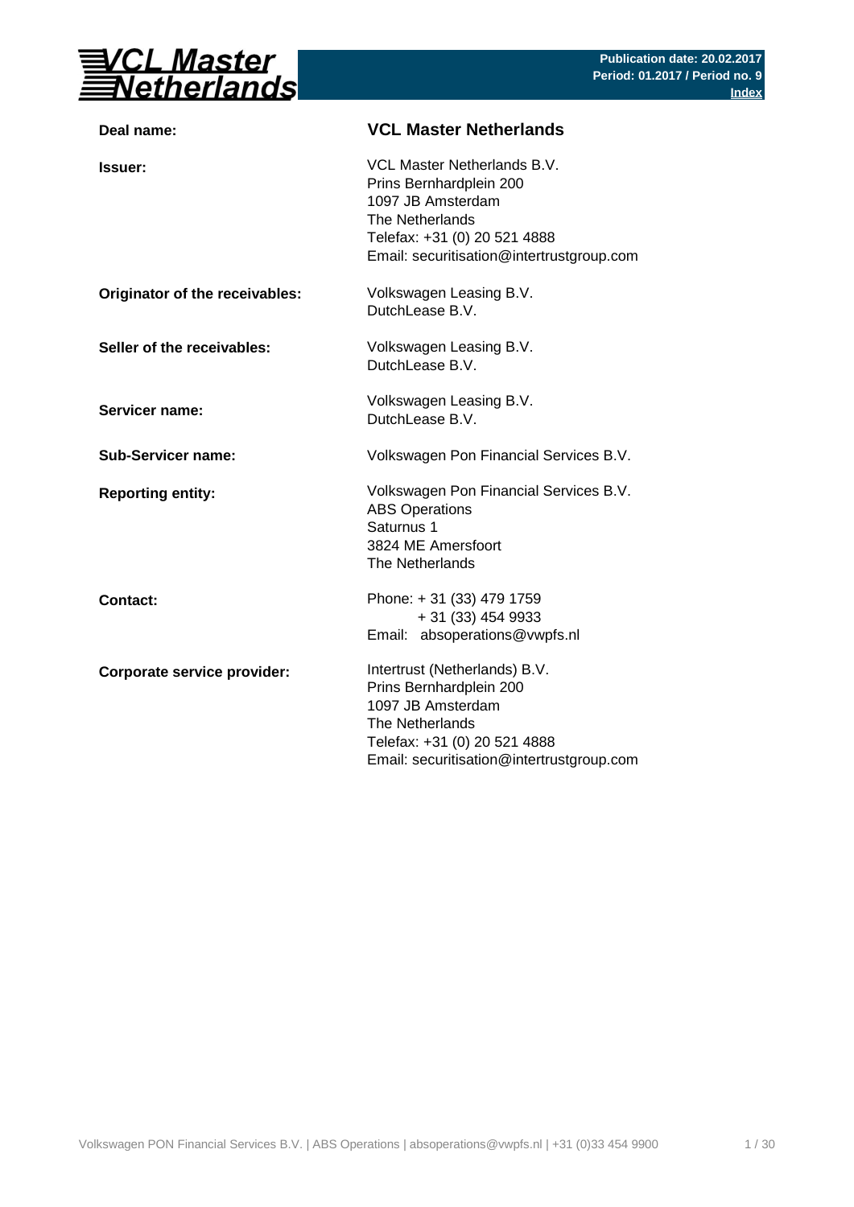**VCL Master Netherlands**

**Publication date: 20.02.2017**
**Period: 01.2017 / Period no. 9**
**Index**

| | |
|---|---|
| **Deal name:** | **VCL Master Netherlands** |
| **Issuer:** | VCL Master Netherlands B.V.<br>Prins Bernhardplein 200<br>1097 JB Amsterdam<br>The Netherlands<br>Telefax: +31 (0) 20 521 4888<br>Email: securitisation@intertrustgroup.com |
| **Originator of the receivables:** | Volkswagen Leasing B.V.<br>DutchLease B.V. |
| **Seller of the receivables:** | Volkswagen Leasing B.V.<br>DutchLease B.V. |
| **Servicer name:** | Volkswagen Leasing B.V.<br>DutchLease B.V. |
| **Sub-Servicer name:** | Volkswagen Pon Financial Services B.V. |
| **Reporting entity:** | Volkswagen Pon Financial Services B.V.<br>ABS Operations<br>Saturnus 1<br>3824 ME Amersfoort<br>The Netherlands |
| **Contact:** | Phone: + 31 (33) 479 1759<br>+ 31 (33) 454 9933<br>Email: absoperations@vwpfs.nl |
| **Corporate service provider:** | Intertrust (Netherlands) B.V.<br>Prins Bernhardplein 200<br>1097 JB Amsterdam<br>The Netherlands<br>Telefax: +31 (0) 20 521 4888<br>Email: securitisation@intertrustgroup.com |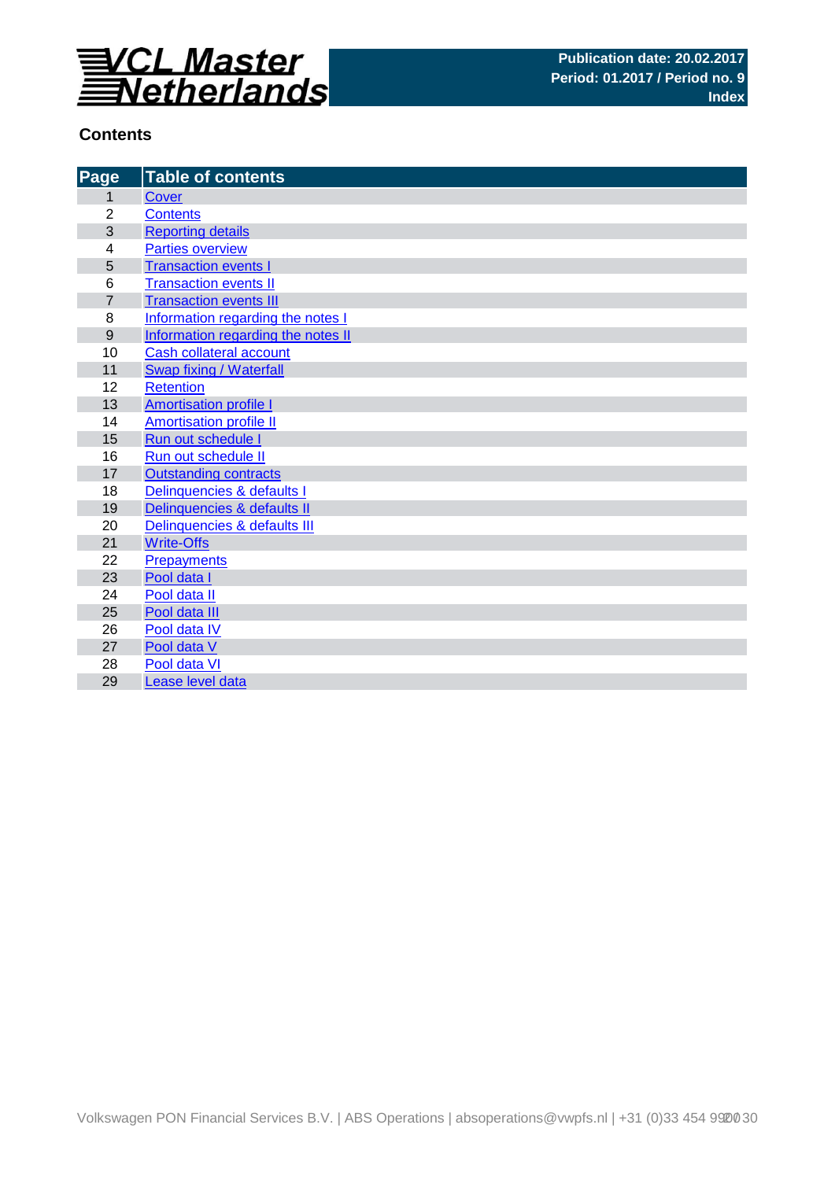VCL Master Netherlands

Publication date: 20.02.2017
Period: 01.2017 / Period no. 9
Index

## Contents

| Page | Table of contents |
|---|---|
| 1 | Cover |
| 2 | Contents |
| 3 | Reporting details |
| 4 | Parties overview |
| 5 | Transaction events I |
| 6 | Transaction events II |
| 7 | Transaction events III |
| 8 | Information regarding the notes I |
| 9 | Information regarding the notes II |
| 10 | Cash collateral account |
| 11 | Swap fixing / Waterfall |
| 12 | Retention |
| 13 | Amortisation profile I |
| 14 | Amortisation profile II |
| 15 | Run out schedule I |
| 16 | Run out schedule II |
| 17 | Outstanding contracts |
| 18 | Delinquencies & defaults I |
| 19 | Delinquencies & defaults II |
| 20 | Delinquencies & defaults III |
| 21 | Write-Offs |
| 22 | Prepayments |
| 23 | Pool data I |
| 24 | Pool data II |
| 25 | Pool data III |
| 26 | Pool data IV |
| 27 | Pool data V |
| 28 | Pool data VI |
| 29 | Lease level data |

Volkswagen PON Financial Services B.V. | ABS Operations | absoperations@vwpfs.nl | +31 (0)33 454 9900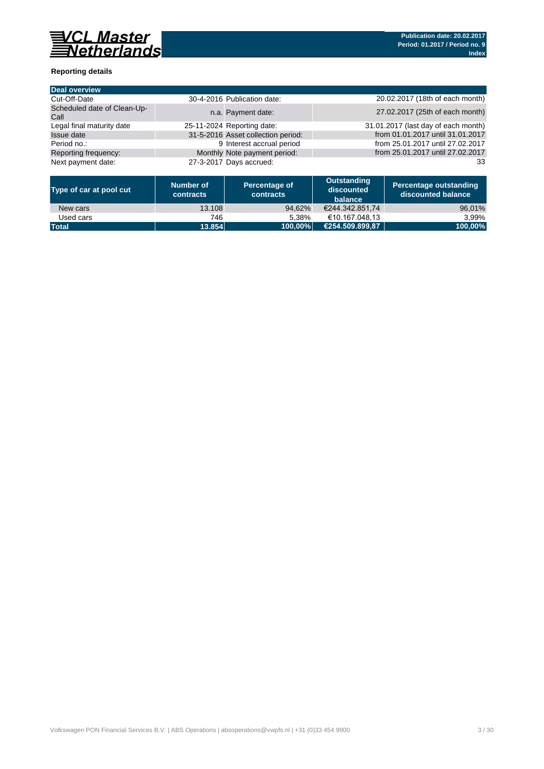**Reporting details**

| Deal overview | | | |
|---|---|---|---|
| Cut-Off-Date | 30-4-2016 | Publication date: | 20.02.2017 (18th of each month) |
| Scheduled date of Clean-Up-Call | n.a. | Payment date: | 27.02.2017 (25th of each month) |
| Legal final maturity date | 25-11-2024 | Reporting date: | 31.01.2017 (last day of each month) |
| Issue date | 31-5-2016 | Asset collection period: | from 01.01.2017 until 31.01.2017 |
| Period no.: | 9 | Interest accrual period | from 25.01.2017 until 27.02.2017 |
| Reporting frequency: | Monthly | Note payment period: | from 25.01.2017 until 27.02.2017 |
| Next payment date: | 27-3-2017 | Days accrued: | 33 |

| Type of car at pool cut | Number of contracts | Percentage of contracts | Outstanding discounted balance | Percentage outstanding discounted balance |
|---|---|---|---|---|
| New cars | 13.108 | 94,62% | €244.342.851,74 | 96,01% |
| Used cars | 746 | 5,38% | €10.167.048,13 | 3,99% |
| **Total** | **13.854** | **100,00%** | **€254.509.899,87** | **100,00%** |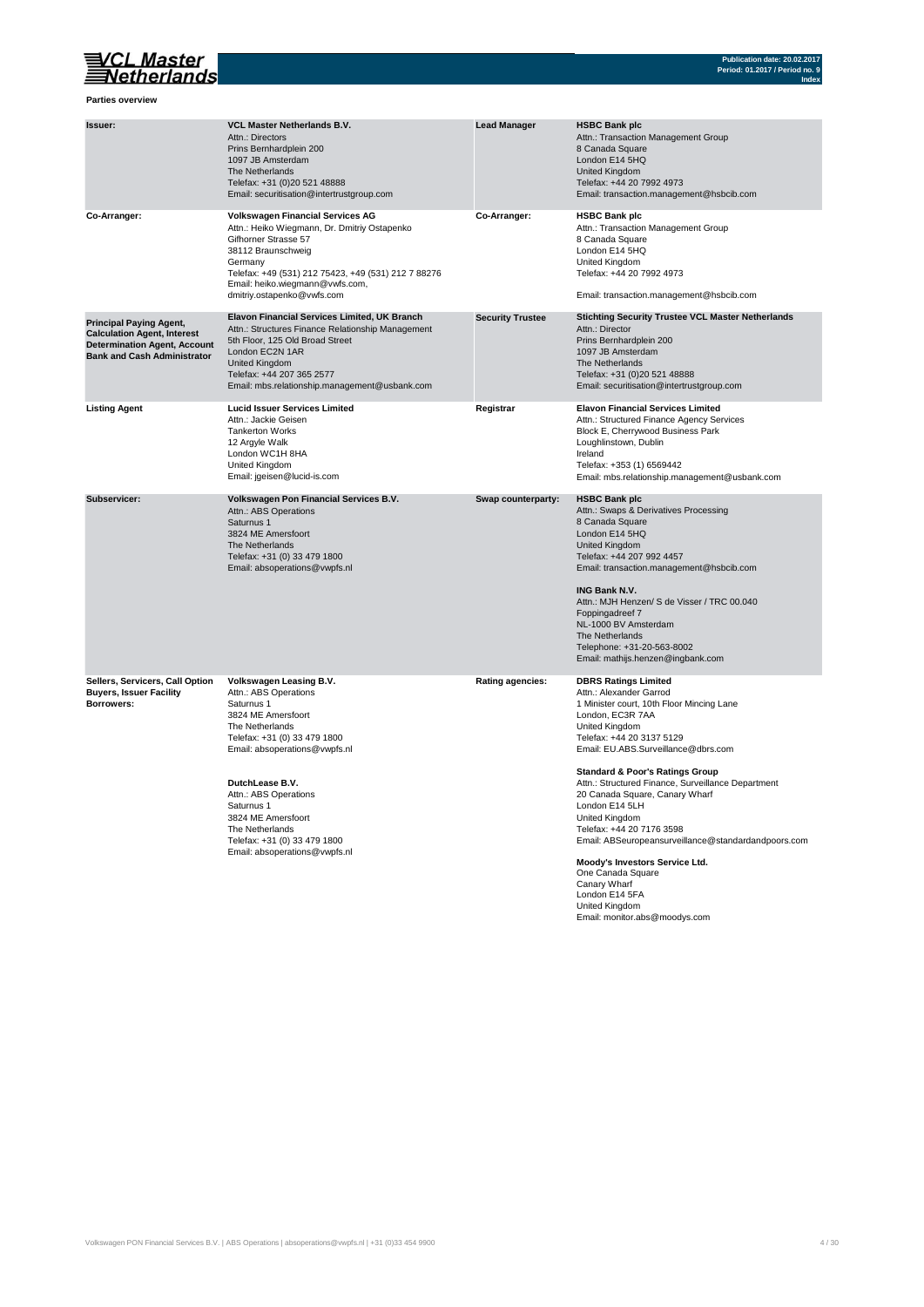**Parties overview**

| | | | |
|---|---|---|---|
| **Issuer:** | **VCL Master Netherlands B.V.**<br>Attn.: Directors<br>Prins Bernhardplein 200<br>1097 JB Amsterdam<br>The Netherlands<br>Telefax: +31 (0)20 521 48888<br>Email: securitisation@intertrustgroup.com | **Lead Manager** | **HSBC Bank plc**<br>Attn.: Transaction Management Group<br>8 Canada Square<br>London E14 5HQ<br>United Kingdom<br>Telefax: +44 20 7992 4973<br>Email: transaction.management@hsbcib.com |
| **Co-Arranger:** | **Volkswagen Financial Services AG**<br>Attn.: Heiko Wiegmann, Dr. Dmitriy Ostapenko<br>Gifhorner Strasse 57<br>38112 Braunschweig<br>Germany<br>Telefax: +49 (531) 212 75423, +49 (531) 212 7 88276<br>Email: heiko.wiegmann@vwfs.com,<br>dmitriy.ostapenko@vwfs.com | **Co-Arranger:** | **HSBC Bank plc**<br>Attn.: Transaction Management Group<br>8 Canada Square<br>London E14 5HQ<br>United Kingdom<br>Telefax: +44 20 7992 4973<br><br>Email: transaction.management@hsbcib.com |
| **Principal Paying Agent, Calculation Agent, Interest Determination Agent, Account Bank and Cash Administrator** | **Elavon Financial Services Limited, UK Branch**<br>Attn.: Structures Finance Relationship Management<br>5th Floor, 125 Old Broad Street<br>London EC2N 1AR<br>United Kingdom<br>Telefax: +44 207 365 2577<br>Email: mbs.relationship.management@usbank.com | **Security Trustee** | **Stichting Security Trustee VCL Master Netherlands**<br>Attn.: Director<br>Prins Bernhardplein 200<br>1097 JB Amsterdam<br>The Netherlands<br>Telefax: +31 (0)20 521 48888<br>Email: securitisation@intertrustgroup.com |
| **Listing Agent** | **Lucid Issuer Services Limited**<br>Attn.: Jackie Geisen<br>Tankerton Works<br>12 Argyle Walk<br>London WC1H 8HA<br>United Kingdom<br>Email: jgeisen@lucid-is.com | **Registrar** | **Elavon Financial Services Limited**<br>Attn.: Structured Finance Agency Services<br>Block E, Cherrywood Business Park<br>Loughlinstown, Dublin<br>Ireland<br>Telefax: +353 (1) 6569442<br>Email: mbs.relationship.management@usbank.com |
| **Subservicer:** | **Volkswagen Pon Financial Services B.V.**<br>Attn.: ABS Operations<br>Saturnus 1<br>3824 ME Amersfoort<br>The Netherlands<br>Telefax: +31 (0) 33 479 1800<br>Email: absoperations@vwpfs.nl | **Swap counterparty:** | **HSBC Bank plc**<br>Attn.: Swaps & Derivatives Processing<br>8 Canada Square<br>London E14 5HQ<br>United Kingdom<br>Telefax: +44 207 992 4457<br>Email: transaction.management@hsbcib.com<br><br>**ING Bank N.V.**<br>Attn.: MJH Henzen/ S de Visser / TRC 00.040<br>Foppingadreef 7<br>NL-1000 BV Amsterdam<br>The Netherlands<br>Telephone: +31-20-563-8002<br>Email: mathijs.henzen@ingbank.com |
| **Sellers, Servicers, Call Option Buyers, Issuer Facility Borrowers:** | **Volkswagen Leasing B.V.**<br>Attn.: ABS Operations<br>Saturnus 1<br>3824 ME Amersfoort<br>The Netherlands<br>Telefax: +31 (0) 33 479 1800<br>Email: absoperations@vwpfs.nl<br><br>**DutchLease B.V.**<br>Attn.: ABS Operations<br>Saturnus 1<br>3824 ME Amersfoort<br>The Netherlands<br>Telefax: +31 (0) 33 479 1800<br>Email: absoperations@vwpfs.nl | **Rating agencies:** | **DBRS Ratings Limited**<br>Attn.: Alexander Garrod<br>1 Minister court, 10th Floor Mincing Lane<br>London, EC3R 7AA<br>United Kingdom<br>Telefax: +44 20 3137 5129<br>Email: EU.ABS.Surveillance@dbrs.com<br><br>**Standard & Poor's Ratings Group**<br>Attn.: Structured Finance, Surveillance Department<br>20 Canada Square, Canary Wharf<br>London E14 5LH<br>United Kingdom<br>Telefax: +44 20 7176 3598<br>Email: ABSeuropeansurveillance@standardandpoors.com<br><br>**Moody's Investors Service Ltd.**<br>One Canada Square<br>Canary Wharf<br>London E14 5FA<br>United Kingdom<br>Email: monitor.abs@moodys.com |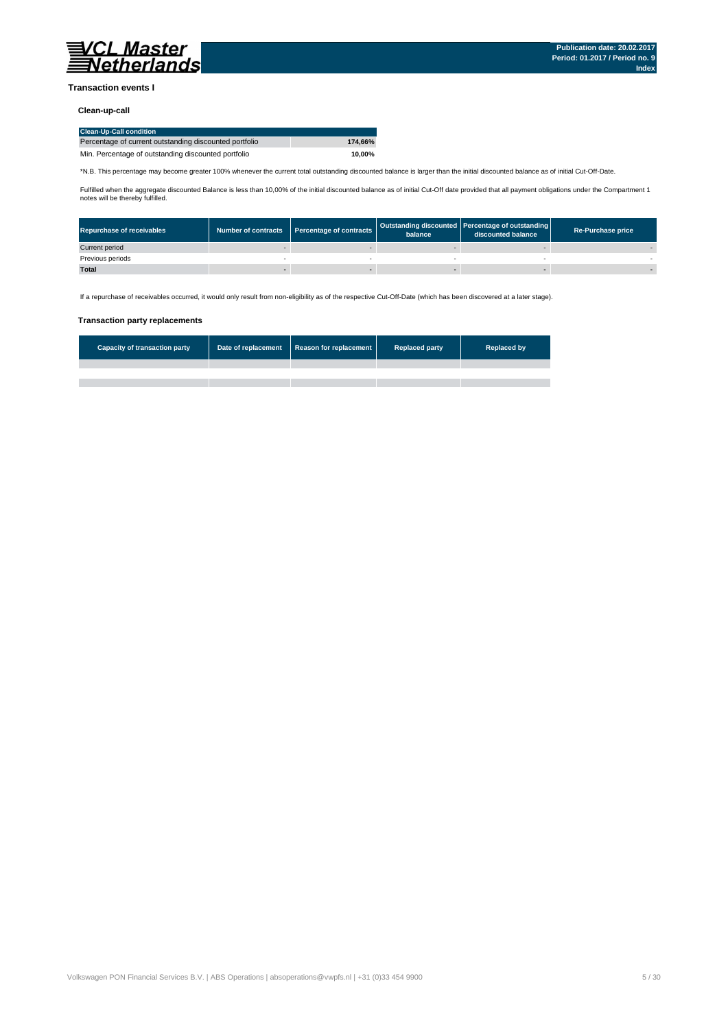## Transaction events I

### Clean-up-call

| Clean-Up-Call condition | |
|---|---|
| Percentage of current outstanding discounted portfolio | **174,66%** |
| Min. Percentage of outstanding discounted portfolio | **10,00%** |

*N.B. This percentage may become greater 100% whenever the current total outstanding discounted balance is larger than the initial discounted balance as of initial Cut-Off-Date.

Fulfilled when the aggregate discounted Balance is less than 10,00% of the initial discounted balance as of initial Cut-Off date provided that all payment obligations under the Compartment 1 notes will be thereby fulfilled.

| Repurchase of receivables | Number of contracts | Percentage of contracts | Outstanding discounted balance | Percentage of outstanding discounted balance | Re-Purchase price |
|---|---|---|---|---|---|
| Current period | - | - | - | - | - |
| Previous periods | - | - | - | - | - |
| **Total** | **-** | **-** | **-** | **-** | **-** |

If a repurchase of receivables occurred, it would only result from non-eligibility as of the respective Cut-Off-Date (which has been discovered at a later stage).

### Transaction party replacements

| Capacity of transaction party | Date of replacement | Reason for replacement | Replaced party | Replaced by |
|---|---|---|---|---|
| | | | | |
| | | | | |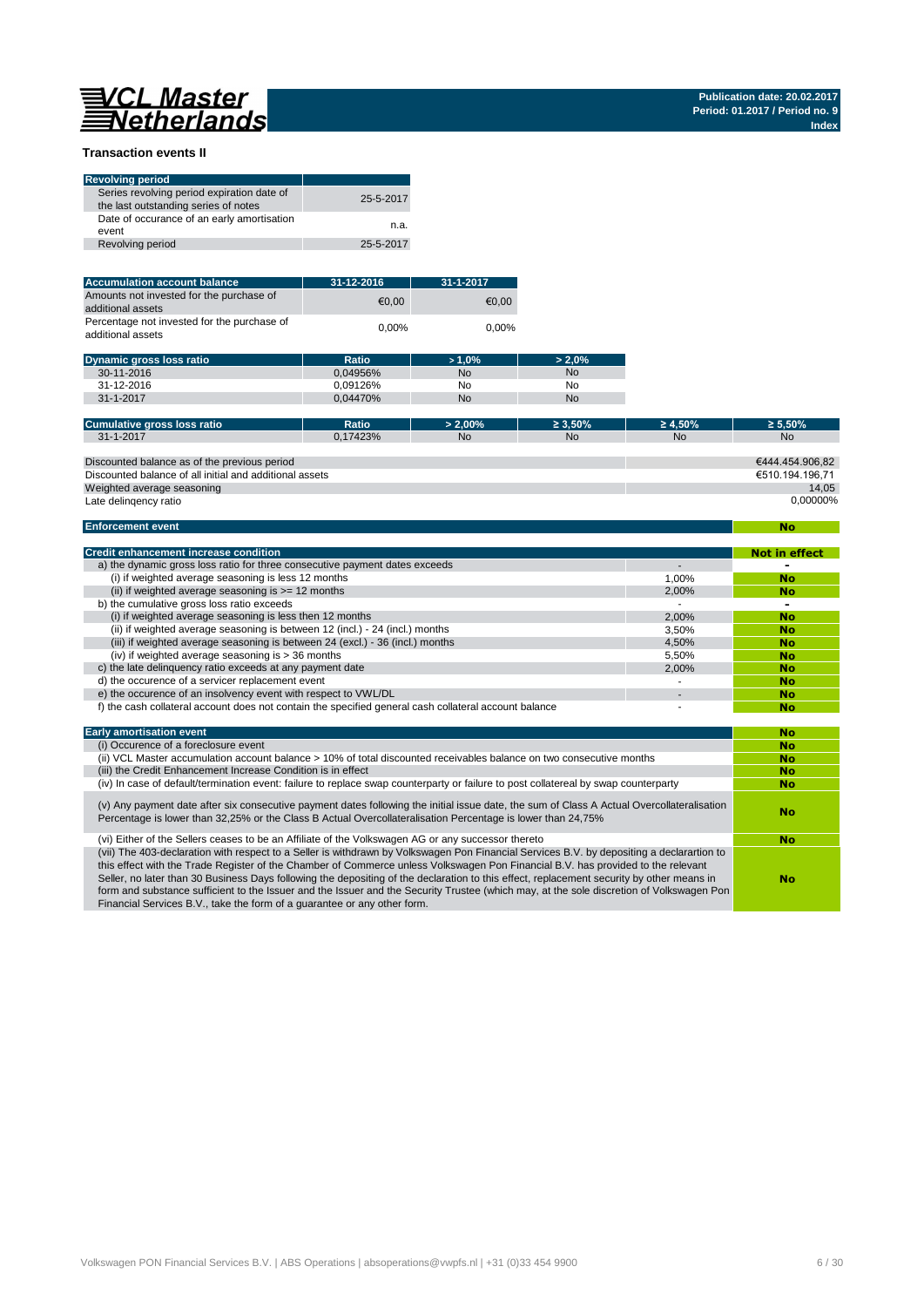VCL Master Netherlands

Publication date: 20.02.2017
Period: 01.2017 / Period no. 9
Index

### Transaction events II

| Revolving period | |
|---|---|
| Series revolving period expiration date of the last outstanding series of notes | 25-5-2017 |
| Date of occurance of an early amortisation event | n.a. |
| Revolving period | 25-5-2017 |

| Accumulation account balance | 31-12-2016 | 31-1-2017 |
|---|---|---|
| Amounts not invested for the purchase of additional assets | €0,00 | €0,00 |
| Percentage not invested for the purchase of additional assets | 0,00% | 0,00% |

| Dynamic gross loss ratio | Ratio | > 1,0% | > 2,0% |
|---|---|---|---|
| 30-11-2016 | 0,04956% | No | No |
| 31-12-2016 | 0,09126% | No | No |
| 31-1-2017 | 0,04470% | No | No |

| Cumulative gross loss ratio | Ratio | > 2,00% | ≥ 3,50% | ≥ 4,50% | ≥ 5,50% |
|---|---|---|---|---|---|
| 31-1-2017 | 0,17423% | No | No | No | No |

| | |
|---|---|
| Discounted balance as of the previous period | €444.454.906,82 |
| Discounted balance of all initial and additional assets | €510.194.196,71 |
| Weighted average seasoning | 14,05 |
| Late delinqency ratio | 0,00000% |

| Enforcement event | No |
|---|---|

| Credit enhancement increase condition | | Not in effect |
|---|---|---|
| a) the dynamic gross loss ratio for three consecutive payment dates exceeds | - | - |
| (i) if weighted average seasoning is less 12 months | 1,00% | No |
| (ii) if weighted average seasoning is >= 12 months | 2,00% | No |
| b) the cumulative gross loss ratio exceeds | - | - |
| (i) if weighted average seasoning is less then 12 months | 2,00% | No |
| (ii) if weighted average seasoning is between 12 (incl.) - 24 (incl.) months | 3,50% | No |
| (iii) if weighted average seasoning is between 24 (excl.) - 36 (incl.) months | 4,50% | No |
| (iv) if weighted average seasoning is > 36 months | 5,50% | No |
| c) the late delinquency ratio exceeds at any payment date | 2,00% | No |
| d) the occurence of a servicer replacement event | - | No |
| e) the occurence of an insolvency event with respect to VWL/DL | - | No |
| f) the cash collateral account does not contain the specified general cash collateral account balance | - | No |

| Early amortisation event | No |
|---|---|
| (i) Occurence of a foreclosure event | No |
| (ii) VCL Master accumulation account balance > 10% of total discounted receivables balance on two consecutive months | No |
| (iii) the Credit Enhancement Increase Condition is in effect | No |
| (iv) In case of default/termination event: failure to replace swap counterparty or failure to post collatereal by swap counterparty | No |
| (v) Any payment date after six consecutive payment dates following the initial issue date, the sum of Class A Actual Overcollateralisation Percentage is lower than 32,25% or the Class B Actual Overcollateralisation Percentage is lower than 24,75% | No |
| (vi) Either of the Sellers ceases to be an Affiliate of the Volkswagen AG or any successor thereto | No |
| (vii) The 403-declaration with respect to a Seller is withdrawn by Volkswagen Pon Financial Services B.V. by depositing a declarartion to this effect with the Trade Register of the Chamber of Commerce unless Volkswagen Pon Financial B.V. has provided to the relevant Seller, no later than 30 Business Days following the depositing of the declaration to this effect, replacement security by other means in form and substance sufficient to the Issuer and the Issuer and the Security Trustee (which may, at the sole discretion of Volkswagen Pon Financial Services B.V., take the form of a guarantee or any other form. | No |

Volkswagen PON Financial Services B.V. | ABS Operations | absoperations@vwpfs.nl | +31 (0)33 454 9900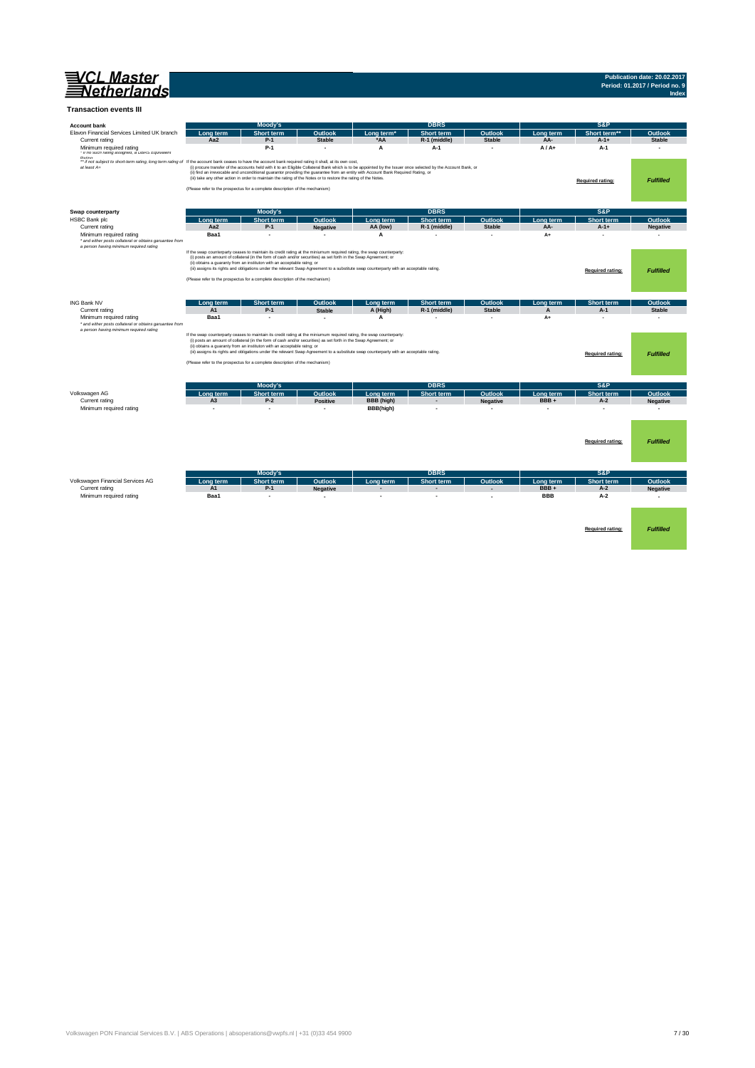**VCL Master Netherlands**

**Publication date: 20.02.2017**
**Period: 01.2017 / Period no. 9**
**Index**

## Transaction events III

| Account bank | Moody's | | | DBRS | | | S&P | | |
|---|---|---|---|---|---|---|---|---|---|
| Elavon Financial Services Limited UK branch | Long term | Short term | Outlook | Long term* | Short term | Outlook | Long term | Short term** | Outlook |
| Current rating | Aa2 | P-1 | Stable | *AA | R-1 (middle) | Stable | AA- | A-1+ | Stable |
| Minimum required rating | | P-1 | - | A | A-1 | - | A / A+ | A-1 | - |

*\* if no such rating assigned, a DBRS Equivalent Rating*

*\*\* if not subject to short-term rating, long term rating of at least A+*

If the account bank ceases to have the account bank required rating it shall, at its own cost,
(i) procure transfer of the accounts held with it to an Eligible Collateral Bank which is to be appointed by the Issuer once selected by the Account Bank, or
(ii) find an irrevocable and unconditional guarantor providing the guarantee from an entity with Account Bank Required Rating, or
(iii) take any other action in order to maintain the rating of the Notes or to restore the rating of the Notes.

(Please refer to the prospectus for a complete description of the mechanism)

**Required rating:** *Fulfilled*

| Swap counterparty | Moody's | | | DBRS | | | S&P | | |
|---|---|---|---|---|---|---|---|---|---|
| HSBC Bank plc | Long term | Short term | Outlook | Long term | Short term | Outlook | Long term | Short term | Outlook |
| Current rating | Aa2 | P-1 | Negative | AA (low) | R-1 (middle) | Stable | AA- | A-1+ | Negative |
| Minimum required rating | Baa1 | - | - | A | - | - | A+ | - | - |

*\* and either posts collateral or obtains garuantee from a person having minimum required rating*

If the swap counterparty ceases to maintain its credit rating at the minumum required rating, the swap counterparty:
(i) posts an amount of collateral (in the form of cash and/or securities) as set forth in the Swap Agreement; or
(ii) obtains a guaranty from an instituton with an acceptable rating; or
(iii) assigns its rights and obligations under the relevant Swap Agreement to a substitute swap counterparty with an acceptable rating.

(Please refer to the prospectus for a complete description of the mechanism)

**Required rating:** *Fulfilled*

| ING Bank NV | Long term | Short term | Outlook | Long term | Short term | Outlook | Long term | Short term | Outlook |
|---|---|---|---|---|---|---|---|---|---|
| Current rating | A1 | P-1 | Stable | A (High) | R-1 (middle) | Stable | A | A-1 | Stable |
| Minimum required rating | Baa1 | - | - | A | - | - | A+ | - | - |

*\* and either posts collateral or obtains garuantee from a person having minimum required rating*

If the swap counterparty ceases to maintain its credit rating at the minumum required rating, the swap counterparty:
(i) posts an amount of collateral (in the form of cash and/or securities) as set forth in the Swap Agreement; or
(ii) obtains a guaranty from an instituton with an acceptable rating; or
(iii) assigns its rights and obligations under the relevant Swap Agreement to a substitute swap counterparty with an acceptable rating.

(Please refer to the prospectus for a complete description of the mechanism)

**Required rating:** *Fulfilled*

| | Moody's | | | DBRS | | | S&P | | |
|---|---|---|---|---|---|---|---|---|---|
| Volkswagen AG | Long term | Short term | Outlook | Long term | Short term | Outlook | Long term | Short term | Outlook |
| Current rating | A3 | P-2 | Positive | BBB (high) | - | Negative | BBB + | A-2 | Negative |
| Minimum required rating | - | - | - | BBB(high) | - | - | - | - | - |

**Required rating:** *Fulfilled*

| | Moody's | | | DBRS | | | S&P | | |
|---|---|---|---|---|---|---|---|---|---|
| Volkswagen Financial Services AG | Long term | Short term | Outlook | Long term | Short term | Outlook | Long term | Short term | Outlook |
| Current rating | A1 | P-1 | Negative | - | - | - | BBB + | A-2 | Negative |
| Minimum required rating | Baa1 | - | - | - | - | - | BBB | A-2 | - |

**Required rating:** *Fulfilled*

Volkswagen PON Financial Services B.V. | ABS Operations | absoperations@vwpfs.nl | +31 (0)33 454 9900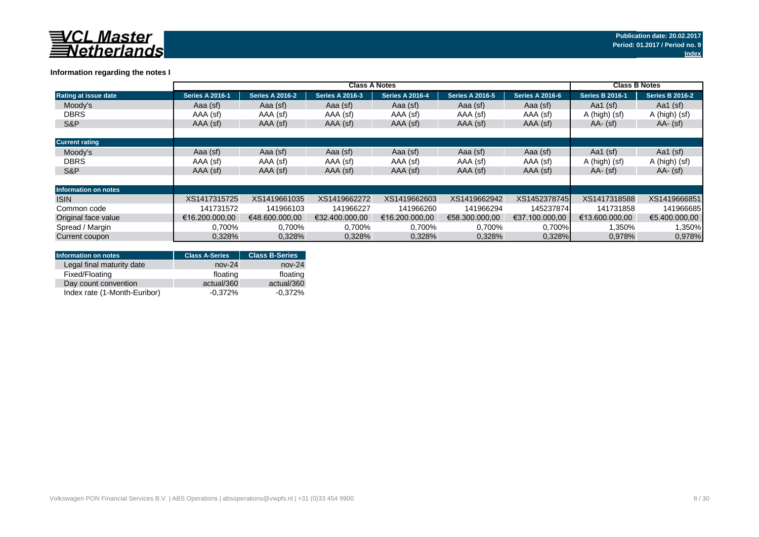VCL Master Netherlands

Publication date: 20.02.2017
Period: 01.2017 / Period no. 9
Index

### Information regarding the notes I

| | Class A Notes | | | | | | Class B Notes | |
|---|---|---|---|---|---|---|---|---|
| **Rating at issue date** | **Series A 2016-1** | **Series A 2016-2** | **Series A 2016-3** | **Series A 2016-4** | **Series A 2016-5** | **Series A 2016-6** | **Series B 2016-1** | **Series B 2016-2** |
| Moody's | Aaa (sf) | Aaa (sf) | Aaa (sf) | Aaa (sf) | Aaa (sf) | Aaa (sf) | Aa1 (sf) | Aa1 (sf) |
| DBRS | AAA (sf) | AAA (sf) | AAA (sf) | AAA (sf) | AAA (sf) | AAA (sf) | A (high) (sf) | A (high) (sf) |
| S&P | AAA (sf) | AAA (sf) | AAA (sf) | AAA (sf) | AAA (sf) | AAA (sf) | AA- (sf) | AA- (sf) |
| **Current rating** | | | | | | | | |
| Moody's | Aaa (sf) | Aaa (sf) | Aaa (sf) | Aaa (sf) | Aaa (sf) | Aaa (sf) | Aa1 (sf) | Aa1 (sf) |
| DBRS | AAA (sf) | AAA (sf) | AAA (sf) | AAA (sf) | AAA (sf) | AAA (sf) | A (high) (sf) | A (high) (sf) |
| S&P | AAA (sf) | AAA (sf) | AAA (sf) | AAA (sf) | AAA (sf) | AAA (sf) | AA- (sf) | AA- (sf) |
| **Information on notes** | | | | | | | | |
| ISIN | XS1417315725 | XS1419661035 | XS1419662272 | XS1419662603 | XS1419662942 | XS1452378745 | XS1417318588 | XS1419666851 |
| Common code | 141731572 | 141966103 | 141966227 | 141966260 | 141966294 | 145237874 | 141731858 | 141966685 |
| Original face value | €16.200.000,00 | €48.600.000,00 | €32.400.000,00 | €16.200.000,00 | €58.300.000,00 | €37.100.000,00 | €13.600.000,00 | €5.400.000,00 |
| Spread / Margin | 0,700% | 0,700% | 0,700% | 0,700% | 0,700% | 0,700% | 1,350% | 1,350% |
| Current coupon | 0,328% | 0,328% | 0,328% | 0,328% | 0,328% | 0,328% | 0,978% | 0,978% |

| Information on notes | Class A-Series | Class B-Series |
|---|---|---|
| Legal final maturity date | nov-24 | nov-24 |
| Fixed/Floating | floating | floating |
| Day count convention | actual/360 | actual/360 |
| Index rate (1-Month-Euribor) | -0,372% | -0,372% |

Volkswagen PON Financial Services B.V. | ABS Operations | absoperations@vwpfs.nl | +31 (0)33 454 9900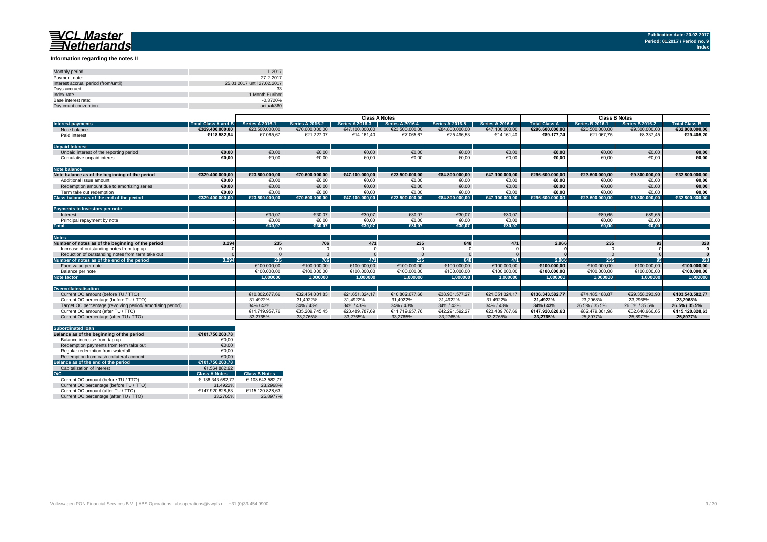# VCL Master Netherlands

Publication date: 20.02.2017
Period: 01.2017 / Period no. 9
Index

## Information regarding the notes II

| | |
|---|---|
| Monthly period: | 1-2017 |
| Payment date: | 27-2-2017 |
| Interest accrual period (from/until) | 25.01.2017 until 27.02.2017 |
| Days accrued | 33 |
| Index rate | 1-Month Euribor |
| Base interest rate: | -0,3720% |
| Day count convention | actual/360 |

| | | Class A Notes | | | | | | | Class B Notes | | |
|---|---|---|---|---|---|---|---|---|---|---|---|
| **Interest payments** | **Total Class A and B** | **Series A 2016-1** | **Series A 2016-2** | **Series A 2016-3** | **Series A 2016-4** | **Series A 2016-5** | **Series A 2016-6** | **Total Class A** | **Series B 2016-1** | **Series B 2016-2** | **Total Class B** |
| Note balance | €329.400.000,00 | €23.500.000,00 | €70.600.000,00 | €47.100.000,00 | €23.500.000,00 | €84.800.000,00 | €47.100.000,00 | €296.600.000,00 | €23.500.000,00 | €9.300.000,00 | €32.800.000,00 |
| Paid interest | €118.582,94 | €7.065,67 | €21.227,07 | €14.161,40 | €7.065,67 | €25.496,53 | €14.161,40 | €89.177,74 | €21.067,75 | €8.337,45 | €29.405,20 |
| **Unpaid Interest** | | | | | | | | | | | |
| Unpaid interest of the reporting period | €0,00 | €0,00 | €0,00 | €0,00 | €0,00 | €0,00 | €0,00 | €0,00 | €0,00 | €0,00 | €0,00 |
| Cumulative unpaid interest | €0,00 | €0,00 | €0,00 | €0,00 | €0,00 | €0,00 | €0,00 | €0,00 | €0,00 | €0,00 | €0,00 |
| **Note balance** | | | | | | | | | | | |
| **Note balance as of the beginning of the period** | €329.400.000,00 | €23.500.000,00 | €70.600.000,00 | €47.100.000,00 | €23.500.000,00 | €84.800.000,00 | €47.100.000,00 | €296.600.000,00 | €23.500.000,00 | €9.300.000,00 | €32.800.000,00 |
| Additional issue amount | €0,00 | €0,00 | €0,00 | €0,00 | €0,00 | €0,00 | €0,00 | €0,00 | €0,00 | €0,00 | €0,00 |
| Redemption amount due to amortizing series | €0,00 | €0,00 | €0,00 | €0,00 | €0,00 | €0,00 | €0,00 | €0,00 | €0,00 | €0,00 | €0,00 |
| Term take out redemption | €0,00 | €0,00 | €0,00 | €0,00 | €0,00 | €0,00 | €0,00 | €0,00 | €0,00 | €0,00 | €0,00 |
| **Class balance as of the end of the period** | €329.400.000,00 | €23.500.000,00 | €70.600.000,00 | €47.100.000,00 | €23.500.000,00 | €84.800.000,00 | €47.100.000,00 | €296.600.000,00 | €23.500.000,00 | €9.300.000,00 | €32.800.000,00 |
| **Payments to Investors per note** | | | | | | | | | | | |
| Interest | - | €30,07 | €30,07 | €30,07 | €30,07 | €30,07 | €30,07 | | €89,65 | €89,65 | |
| Principal repayment by note | - | €0,00 | €0,00 | €0,00 | €0,00 | €0,00 | €0,00 | | €0,00 | €0,00 | |
| **Total** | | €30,07 | €30,07 | €30,07 | €30,07 | €30,07 | €30,07 | | €0,00 | €0,00 | |
| **Notes** | | | | | | | | | | | |
| **Number of notes as of the beginning of the period** | 3.294 | 235 | 706 | 471 | 235 | 848 | 471 | 2.966 | 235 | 93 | 328 |
| Increase of outstanding notes from tap-up | 0 | 0 | 0 | 0 | 0 | 0 | 0 | 0 | 0 | 0 | 0 |
| Reduction of outstanding notes from term take out | 0 | 0 | 0 | 0 | 0 | 0 | 0 | 0 | 0 | 0 | 0 |
| **Number of notes as of the end of the period** | 3.294 | 235 | 706 | 471 | 235 | 848 | 471 | 2.966 | 235 | 93 | 328 |
| Face value per note | | €100.000,00 | €100.000,00 | €100.000,00 | €100.000,00 | €100.000,00 | €100.000,00 | €100.000,00 | €100.000,00 | €100.000,00 | €100.000,00 |
| Balance per note | | €100.000,00 | €100.000,00 | €100.000,00 | €100.000,00 | €100.000,00 | €100.000,00 | €100.000,00 | €100.000,00 | €100.000,00 | €100.000,00 |
| **Note factor** | | 1,000000 | 1,000000 | 1,000000 | 1,000000 | 1,000000 | 1,000000 | 1,000000 | 1,000000 | 1,000000 | 1,000000 |
| **Overcollateralisation** | | | | | | | | | | | |
| Current OC amount (before TU / TTO) | | €10.802.677,66 | €32.454.001,83 | €21.651.324,17 | €10.802.677,66 | €38.981.577,27 | €21.651.324,17 | €136.343.582,77 | €74.185.188,87 | €29.358.393,90 | €103.543.582,77 |
| Current OC percentage (before TU / TTO) | | 31,4922% | 31,4922% | 31,4922% | 31,4922% | 31,4922% | 31,4922% | 31,4922% | 23,2968% | 23,2968% | 23,2968% |
| Target OC percentage (revolving period/ amortising period) | | 34% / 43% | 34% / 43% | 34% / 43% | 34% / 43% | 34% / 43% | 34% / 43% | 34% / 43% | 26.5% / 35.5% | 26.5% / 35.5% | 26.5% / 35.5% |
| Current OC amount (after TU / TTO) | | €11.719.957,76 | €35.209.745,45 | €23.489.787,69 | €11.719.957,76 | €42.291.592,27 | €23.489.787,69 | €147.920.828,63 | €82.479.861,98 | €32.640.966,65 | €115.120.828,63 |
| Current OC percentage (after TU / TTO) | | 33,2765% | 33,2765% | 33,2765% | 33,2765% | 33,2765% | 33,2765% | 33,2765% | 25,8977% | 25,8977% | 25,8977% |

| **Subordinated loan** | | |
|---|---|---|
| **Balance as of the beginning of the period** | €101.756.263,78 | |
| Balance increase from tap up | €0,00 | |
| Redemption payments from term take out | €0,00 | |
| Regular redemption from waterfall | €0,00 | |
| Redemption from cash collateral account | €0,00 | |
| **Balance as of the end of the period** | €101.756.263,78 | |
| Capitalization of interest | €1.564.882,92 | |
| **O/C** | **Class A Notes** | **Class B Notes** |
| Current OC amount (before TU / TTO) | € 136.343.582,77 | € 103.543.582,77 |
| Current OC percentage (before TU / TTO) | 31,4922% | 23,2968% |
| Current OC amount (after TU / TTO) | €147.920.828,63 | €115.120.828,63 |
| Current OC percentage (after TU / TTO) | 33,2765% | 25,8977% |

Volkswagen PON Financial Services B.V. | ABS Operations | absoperations@vwpfs.nl | +31 (0)33 454 9900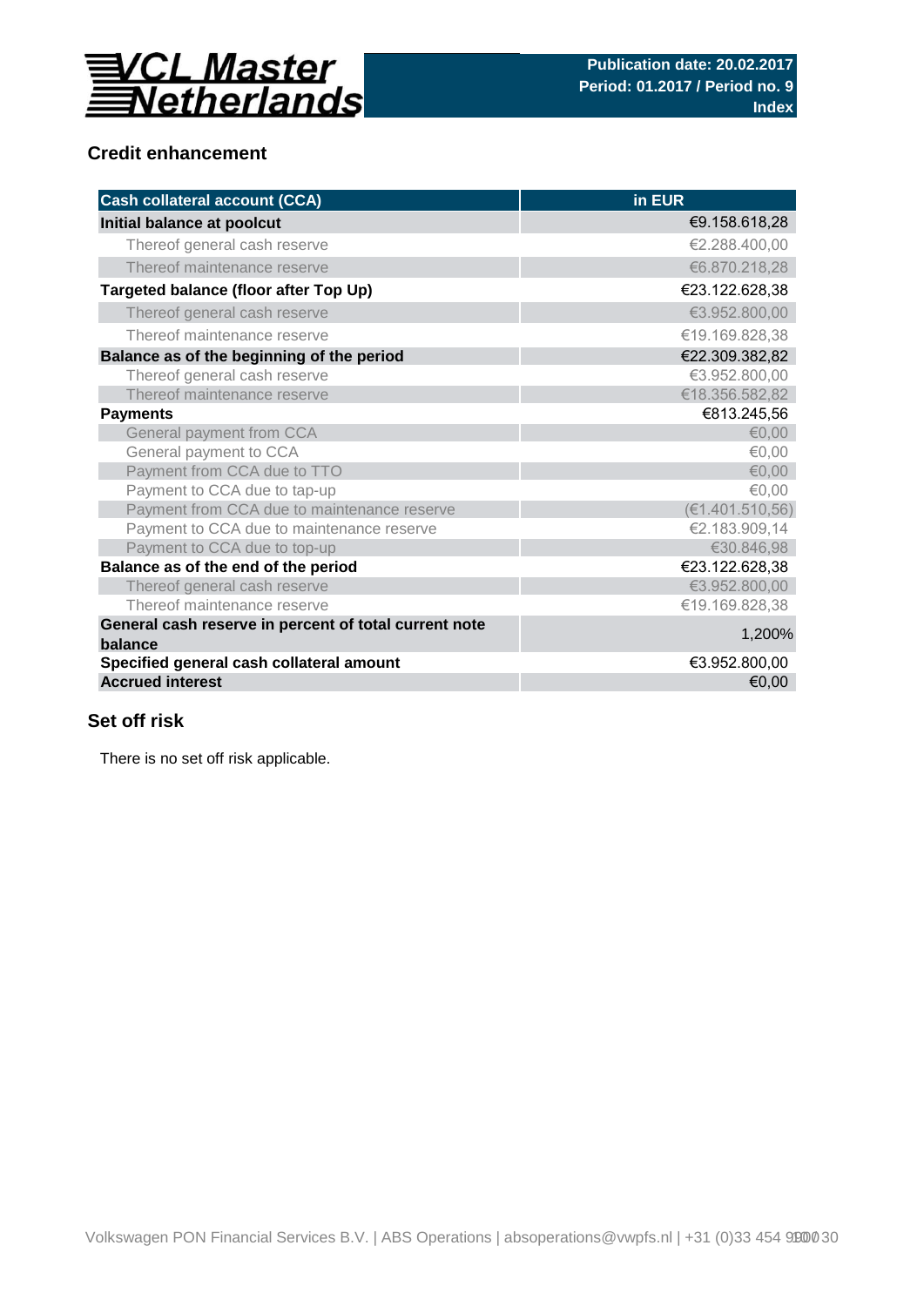## Credit enhancement

| Cash collateral account (CCA) | in EUR |
|---|---|
| **Initial balance at poolcut** | €9.158.618,28 |
| Thereof general cash reserve | €2.288.400,00 |
| Thereof maintenance reserve | €6.870.218,28 |
| **Targeted balance (floor after Top Up)** | €23.122.628,38 |
| Thereof general cash reserve | €3.952.800,00 |
| Thereof maintenance reserve | €19.169.828,38 |
| **Balance as of the beginning of the period** | €22.309.382,82 |
| Thereof general cash reserve | €3.952.800,00 |
| Thereof maintenance reserve | €18.356.582,82 |
| **Payments** | €813.245,56 |
| General payment from CCA | €0,00 |
| General payment to CCA | €0,00 |
| Payment from CCA due to TTO | €0,00 |
| Payment to CCA due to tap-up | €0,00 |
| Payment from CCA due to maintenance reserve | (€1.401.510,56) |
| Payment to CCA due to maintenance reserve | €2.183.909,14 |
| Payment to CCA due to top-up | €30.846,98 |
| **Balance as of the end of the period** | €23.122.628,38 |
| Thereof general cash reserve | €3.952.800,00 |
| Thereof maintenance reserve | €19.169.828,38 |
| **General cash reserve in percent of total current note balance** | 1,200% |
| **Specified general cash collateral amount** | €3.952.800,00 |
| **Accrued interest** | €0,00 |

## Set off risk

There is no set off risk applicable.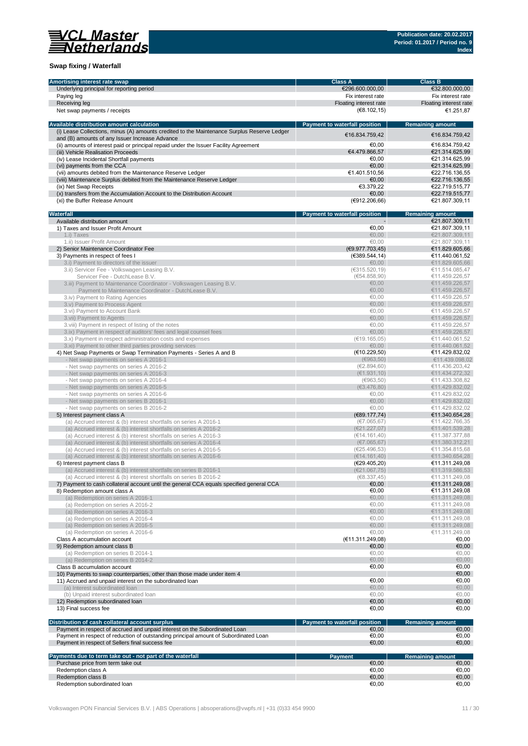## Swap fixing / Waterfall

| Amortising interest rate swap | Class A | Class B |
|---|---|---|
| Underlying principal for reporting period | €296.600.000,00 | €32.800.000,00 |
| Paying leg | Fix interest rate | Fix interest rate |
| Receiving leg | Floating interest rate | Floating interest rate |
| Net swap payments / receipts | (€8.102,15) | €1.251,87 |

| Available distribution amount calculation | Payment to waterfall position | Remaining amount |
|---|---|---|
| (i) Lease Collections, minus (A) amounts credited to the Maintenance Surplus Reserve Ledger and (B) amounts of any Issuer Increase Advance | €16.834.759,42 | €16.834.759,42 |
| (ii) amounts of interest paid or principal repaid under the Issuer Facility Agreement | €0,00 | €16.834.759,42 |
| (iii) Vehicle Realisation Proceeds | €4.479.866,57 | €21.314.625,99 |
| (iv) Lease Incidental Shortfall payments | €0,00 | €21.314.625,99 |
| (vi) payments from the CCA | €0,00 | €21.314.625,99 |
| (vii) amounts debited from the Maintenance Reserve Ledger | €1.401.510,56 | €22.716.136,55 |
| (viii) Maintenance Surplus debited from the Maintenance Reserve Ledger | €0,00 | €22.716.136,55 |
| (ix) Net Swap Receipts | €3.379,22 | €22.719.515,77 |
| (x) transfers from the Accumulation Account to the Distribution Account | €0,00 | €22.719.515,77 |
| (xi) the Buffer Release Amount | (€912.206,66) | €21.807.309,11 |

| Waterfall | Payment to waterfall position | Remaining amount |
|---|---|---|
| Available distribution amount | - | €21.807.309,11 |
| 1) Taxes and Issuer Profit Amount | €0,00 | €21.807.309,11 |
| 1.i) Taxes | €0,00 | €21.807.309,11 |
| 1.ii) Issuer Profit Amount | €0,00 | €21.807.309,11 |
| 2) Senior Maintenance Coordinator Fee | (€9.977.703,45) | €11.829.605,66 |
| 3) Payments in respect of fees I | (€389.544,14) | €11.440.061,52 |
| 3.i) Payment to directors of the issuer | €0,00 | €11.829.605,66 |
| 3.ii) Servicer Fee - Volkswagen Leasing B.V. | (€315.520,19) | €11.514.085,47 |
| Servicer Fee - DutchLease B.V. | (€54.858,90) | €11.459.226,57 |
| 3.iii) Payment to Maintenance Coordinator - Volkswagen Leasing B.V. | €0,00 | €11.459.226,57 |
| Payment to Maintenance Coordinator - DutchLease B.V. | €0,00 | €11.459.226,57 |
| 3.iv) Payment to Rating Agencies | €0,00 | €11.459.226,57 |
| 3.v) Payment to Process Agent | €0,00 | €11.459.226,57 |
| 3.vi) Payment to Account Bank | €0,00 | €11.459.226,57 |
| 3.vii) Payment to Agents | €0,00 | €11.459.226,57 |
| 3.viii) Payment in respect of listing of the notes | €0,00 | €11.459.226,57 |
| 3.ix) Payment in respect of auditors' fees and legal counsel fees | €0,00 | €11.459.226,57 |
| 3.x) Payment in respect administration costs and expenses | (€19.165,05) | €11.440.061,52 |
| 3.xi) Payment to other third parties providing services | €0,00 | €11.440.061,52 |
| 4) Net Swap Payments or Swap Termination Payments - Series A and B | (€10.229,50) | €11.429.832,02 |
| - Net swap payments on series A 2016-1 | (€963,50) | €11.439.098,02 |
| - Net swap payments on series A 2016-2 | (€2.894,60) | €11.436.203,42 |
| - Net swap payments on series A 2016-3 | (€1.931,10) | €11.434.272,32 |
| - Net swap payments on series A 2016-4 | (€963,50) | €11.433.308,82 |
| - Net swap payments on series A 2016-5 | (€3.476,80) | €11.429.832,02 |
| - Net swap payments on series A 2016-6 | €0,00 | €11.429.832,02 |
| - Net swap payments on series B 2016-1 | €0,00 | €11.429.832,02 |
| - Net swap payments on series B 2016-2 | €0,00 | €11.429.832,02 |
| 5) Interest payment class A | (€89.177,74) | €11.340.654,28 |
| (a) Accrued interest & (b) interest shortfalls on series A 2016-1 | (€7.065,67) | €11.422.766,35 |
| (a) Accrued interest & (b) interest shortfalls on series A 2016-2 | (€21.227,07) | €11.401.539,28 |
| (a) Accrued interest & (b) interest shortfalls on series A 2016-3 | (€14.161,40) | €11.387.377,88 |
| (a) Accrued interest & (b) interest shortfalls on series A 2016-4 | (€7.065,67) | €11.380.312,21 |
| (a) Accrued interest & (b) interest shortfalls on series A 2016-5 | (€25.496,53) | €11.354.815,68 |
| (a) Accrued interest & (b) interest shortfalls on series A 2016-6 | (€14.161,40) | €11.340.654,28 |
| 6) Interest payment class B | (€29.405,20) | €11.311.249,08 |
| (a) Accrued interest & (b) interest shortfalls on series B 2016-1 | (€21.067,75) | €11.319.586,53 |
| (a) Accrued interest & (b) interest shortfalls on series B 2016-2 | (€8.337,45) | €11.311.249,08 |
| 7) Payment to cash collateral account until the general CCA equals specified general CCA | €0,00 | €11.311.249,08 |
| 8) Redemption amount class A | €0,00 | €11.311.249,08 |
| (a) Redemption on series A 2016-1 | €0,00 | €11.311.249,08 |
| (a) Redemption on series A 2016-2 | €0,00 | €11.311.249,08 |
| (a) Redemption on series A 2016-3 | €0,00 | €11.311.249,08 |
| (a) Redemption on series A 2016-4 | €0,00 | €11.311.249,08 |
| (a) Redemption on series A 2016-5 | €0,00 | €11.311.249,08 |
| (a) Redemption on series A 2016-6 | €0,00 | €11.311.249,08 |
| Class A accumulation account | (€11.311.249,08) | €0,00 |
| 9) Redemption amount class B | €0,00 | €0,00 |
| (a) Redemption on series B 2014-1 | €0,00 | €0,00 |
| (a) Redemption on series B 2014-2 | €0,00 | €0,00 |
| Class B accumulation account | €0,00 | €0,00 |
| 10) Payments to swap counterparties, other than those made under item 4 | | €0,00 |
| 11) Accrued and unpaid interest on the subordinated loan | €0,00 | €0,00 |
| (a) Interest subordinated loan | €0,00 | €0,00 |
| (b) Unpaid interest subordinated loan | €0,00 | €0,00 |
| 12) Redemption subordinated loan | €0,00 | €0,00 |
| 13) Final success fee | €0,00 | €0,00 |

| Distribution of cash collateral account surplus | Payment to waterfall position | Remaining amount |
|---|---|---|
| Payment in respect of accrued and unpaid interest on the Subordinated Loan | €0,00 | €0,00 |
| Payment in respect of reduction of outstanding principal amount of Subordinated Loan | €0,00 | €0,00 |
| Payment in respect of Sellers final success fee | €0,00 | €0,00 |

| Payments due to term take out - not part of the waterfall | Payment | Remaining amount |
|---|---|---|
| Purchase price from term take out | €0,00 | €0,00 |
| Redemption class A | €0,00 | €0,00 |
| Redemption class B | €0,00 | €0,00 |
| Redemption subordinated loan | €0,00 | €0,00 |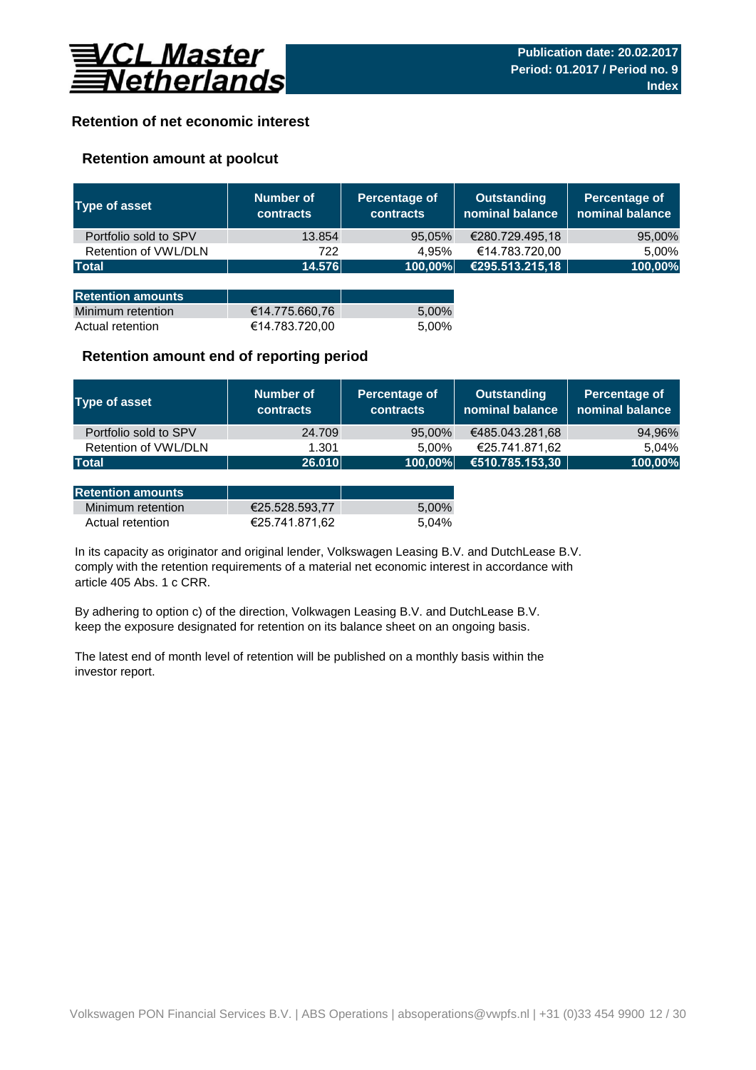VCL Master Netherlands

Publication date: 20.02.2017
Period: 01.2017 / Period no. 9
Index

# Retention of net economic interest

## Retention amount at poolcut

| Type of asset | Number of contracts | Percentage of contracts | Outstanding nominal balance | Percentage of nominal balance |
|---|---|---|---|---|
| Portfolio sold to SPV | 13.854 | 95,05% | €280.729.495,18 | 95,00% |
| Retention of VWL/DLN | 722 | 4,95% | €14.783.720,00 | 5,00% |
| **Total** | **14.576** | **100,00%** | **€295.513.215,18** | **100,00%** |

| Retention amounts | | |
|---|---|---|
| Minimum retention | €14.775.660,76 | 5,00% |
| Actual retention | €14.783.720,00 | 5,00% |

## Retention amount end of reporting period

| Type of asset | Number of contracts | Percentage of contracts | Outstanding nominal balance | Percentage of nominal balance |
|---|---|---|---|---|
| Portfolio sold to SPV | 24.709 | 95,00% | €485.043.281,68 | 94,96% |
| Retention of VWL/DLN | 1.301 | 5,00% | €25.741.871,62 | 5,04% |
| **Total** | **26.010** | **100,00%** | **€510.785.153,30** | **100,00%** |

| Retention amounts | | |
|---|---|---|
| Minimum retention | €25.528.593,77 | 5,00% |
| Actual retention | €25.741.871,62 | 5,04% |

In its capacity as originator and original lender, Volkswagen Leasing B.V. and DutchLease B.V. comply with the retention requirements of a material net economic interest in accordance with article 405 Abs. 1 c CRR.

By adhering to option c) of the direction, Volkswagen Leasing B.V. and DutchLease B.V. keep the exposure designated for retention on its balance sheet on an ongoing basis.

The latest end of month level of retention will be published on a monthly basis within the investor report.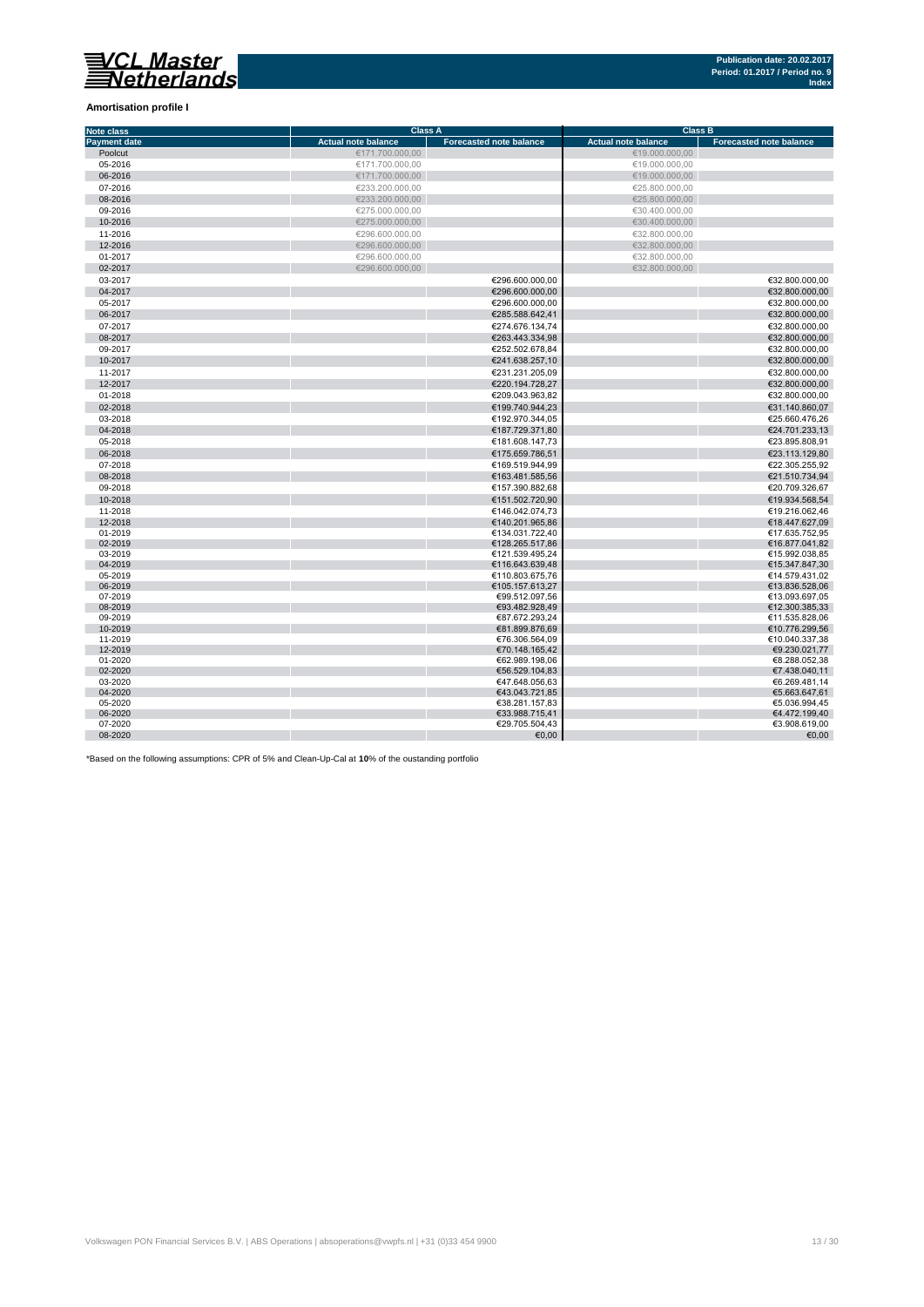**Amortisation profile I**

| Note class | Class A | | Class B | |
|---|---|---|---|---|
| Payment date | Actual note balance | Forecasted note balance | Actual note balance | Forecasted note balance |
| Poolcut | €171.700.000,00 | | €19.000.000,00 | |
| 05-2016 | €171.700.000,00 | | €19.000.000,00 | |
| 06-2016 | €171.700.000,00 | | €19.000.000,00 | |
| 07-2016 | €233.200.000,00 | | €25.800.000,00 | |
| 08-2016 | €233.200.000,00 | | €25.800.000,00 | |
| 09-2016 | €275.000.000,00 | | €30.400.000,00 | |
| 10-2016 | €275.000.000,00 | | €30.400.000,00 | |
| 11-2016 | €296.600.000,00 | | €32.800.000,00 | |
| 12-2016 | €296.600.000,00 | | €32.800.000,00 | |
| 01-2017 | €296.600.000,00 | | €32.800.000,00 | |
| 02-2017 | €296.600.000,00 | | €32.800.000,00 | |
| 03-2017 | | €296.600.000,00 | | €32.800.000,00 |
| 04-2017 | | €296.600.000,00 | | €32.800.000,00 |
| 05-2017 | | €296.600.000,00 | | €32.800.000,00 |
| 06-2017 | | €285.588.642,41 | | €32.800.000,00 |
| 07-2017 | | €274.676.134,74 | | €32.800.000,00 |
| 08-2017 | | €263.443.334,98 | | €32.800.000,00 |
| 09-2017 | | €252.502.678,84 | | €32.800.000,00 |
| 10-2017 | | €241.638.257,10 | | €32.800.000,00 |
| 11-2017 | | €231.231.205,09 | | €32.800.000,00 |
| 12-2017 | | €220.194.728,27 | | €32.800.000,00 |
| 01-2018 | | €209.043.963,82 | | €32.800.000,00 |
| 02-2018 | | €199.740.944,23 | | €31.140.860,07 |
| 03-2018 | | €192.970.344,05 | | €25.660.476,26 |
| 04-2018 | | €187.729.371,80 | | €24.701.233,13 |
| 05-2018 | | €181.608.147,73 | | €23.895.808,91 |
| 06-2018 | | €175.659.786,51 | | €23.113.129,80 |
| 07-2018 | | €169.519.944,99 | | €22.305.255,92 |
| 08-2018 | | €163.481.585,56 | | €21.510.734,94 |
| 09-2018 | | €157.390.882,68 | | €20.709.326,67 |
| 10-2018 | | €151.502.720,90 | | €19.934.568,54 |
| 11-2018 | | €146.042.074,73 | | €19.216.062,46 |
| 12-2018 | | €140.201.965,86 | | €18.447.627,09 |
| 01-2019 | | €134.031.722,40 | | €17.635.752,95 |
| 02-2019 | | €128.265.517,86 | | €16.877.041,82 |
| 03-2019 | | €121.539.495,24 | | €15.992.038,85 |
| 04-2019 | | €116.643.639,48 | | €15.347.847,30 |
| 05-2019 | | €110.803.675,76 | | €14.579.431,02 |
| 06-2019 | | €105.157.613,27 | | €13.836.528,06 |
| 07-2019 | | €99.512.097,56 | | €13.093.697,05 |
| 08-2019 | | €93.482.928,49 | | €12.300.385,33 |
| 09-2019 | | €87.672.293,24 | | €11.535.828,06 |
| 10-2019 | | €81.899.876,69 | | €10.776.299,56 |
| 11-2019 | | €76.306.564,09 | | €10.040.337,38 |
| 12-2019 | | €70.148.165,42 | | €9.230.021,77 |
| 01-2020 | | €62.989.198,06 | | €8.288.052,38 |
| 02-2020 | | €56.529.104,83 | | €7.438.040,11 |
| 03-2020 | | €47.648.056,63 | | €6.269.481,14 |
| 04-2020 | | €43.043.721,85 | | €5.663.647,61 |
| 05-2020 | | €38.281.157,83 | | €5.036.994,45 |
| 06-2020 | | €33.988.715,41 | | €4.472.199,40 |
| 07-2020 | | €29.705.504,43 | | €3.908.619,00 |
| 08-2020 | | €0,00 | | €0,00 |

*Based on the following assumptions: CPR of 5% and Clean-Up-Cal at **10**% of the oustanding portfolio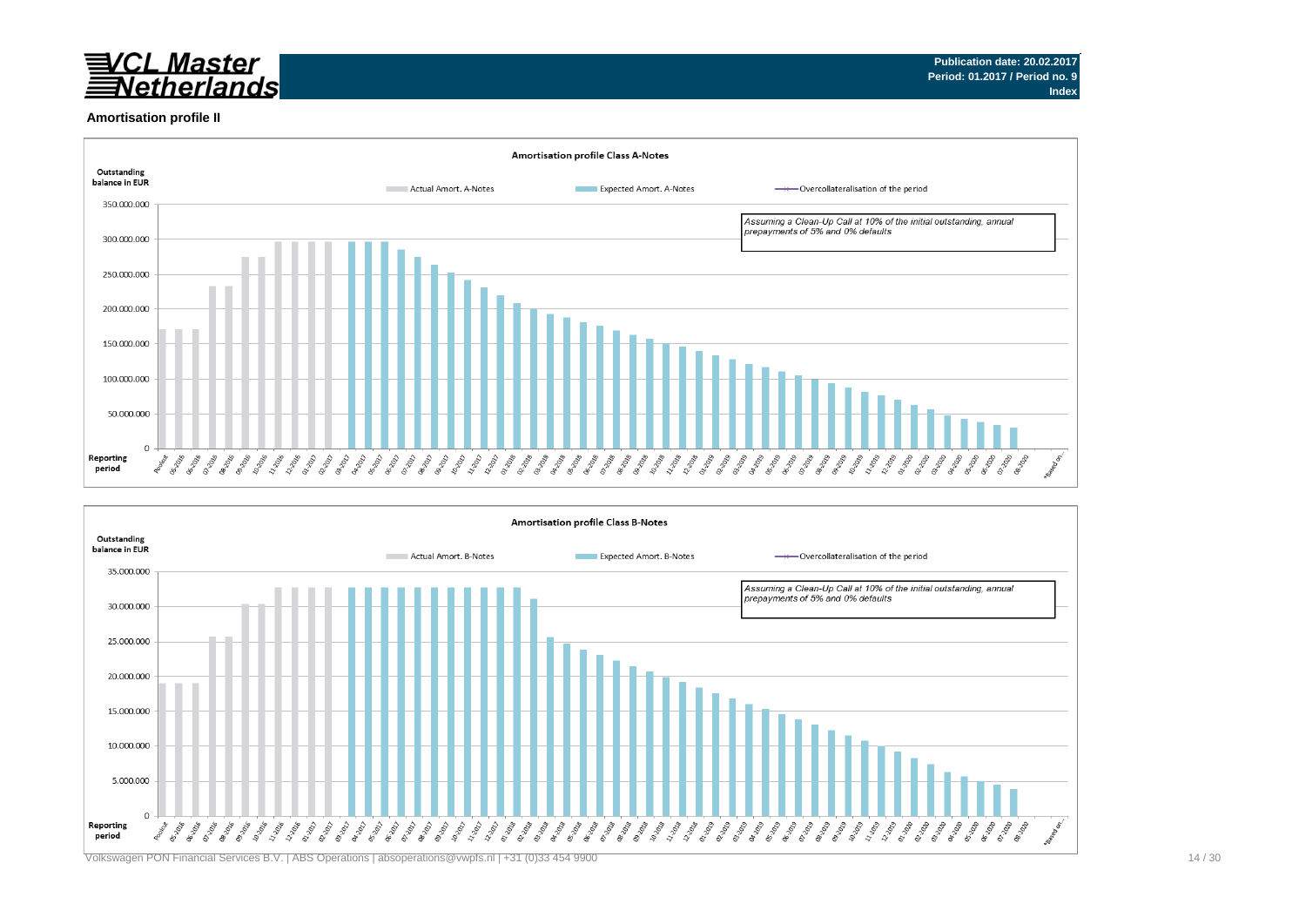**Publication date: 20.02.2017**
**Period: 01.2017 / Period no. 9**
**Index**

## Amortisation profile II

### Amortisation profile Class A-Notes

Outstanding balance in EUR

Actual Amort. A-Notes | Expected Amort. A-Notes | Overcollateralisation of the period

*Assuming a Clean-Up Call at 10% of the initial outstanding, annual prepayments of 5% and 0% defaults*

Reporting period

### Amortisation profile Class B-Notes

Outstanding balance in EUR

Actual Amort. B-Notes | Expected Amort. B-Notes | Overcollateralisation of the period

*Assuming a Clean-Up Call at 10% of the initial outstanding, annual prepayments of 5% and 0% defaults*

Reporting period

Volkswagen PON Financial Services B.V. | ABS Operations | absoperations@vwpfs.nl | +31 (0)33 454 9900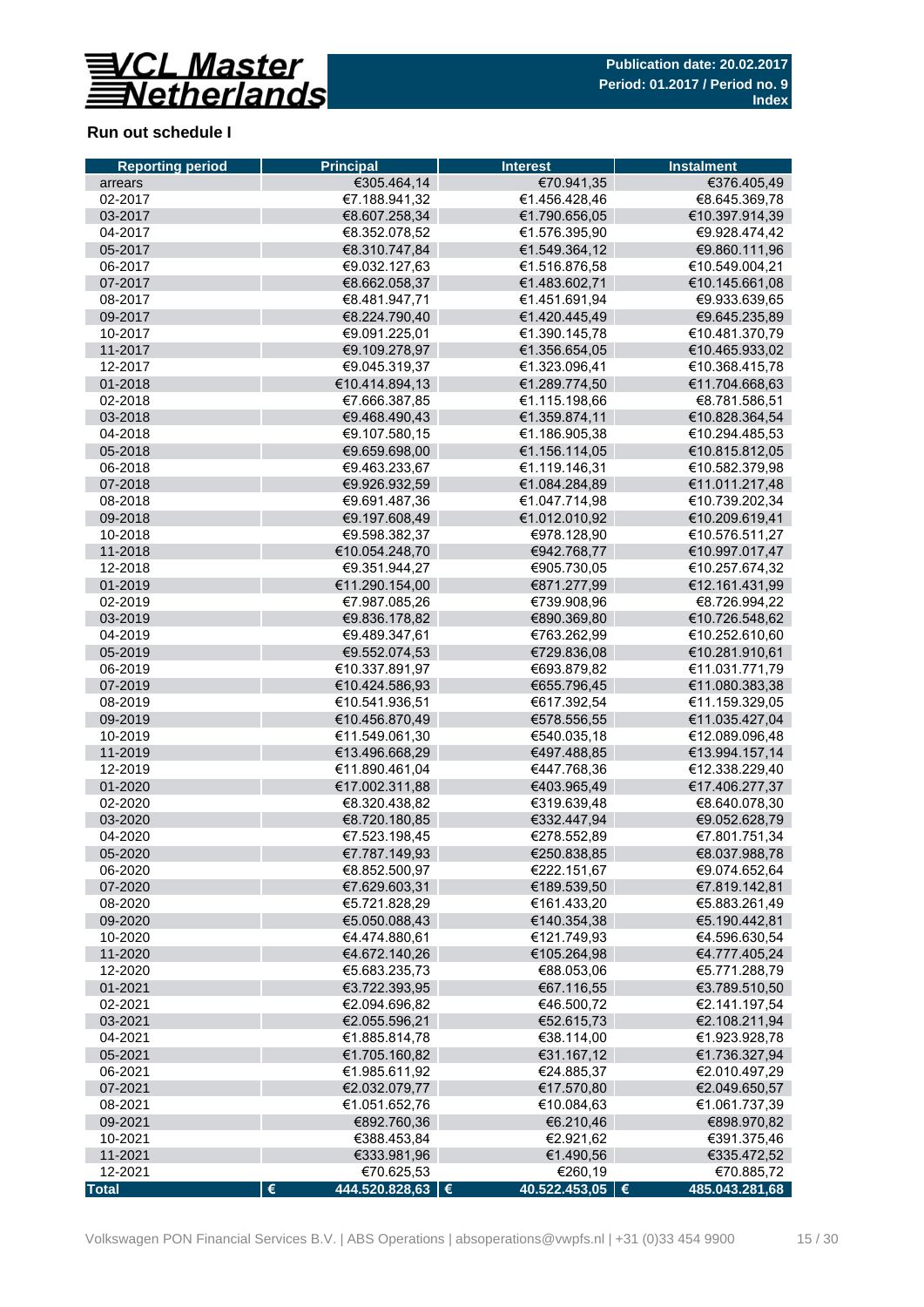## Run out schedule I

| Reporting period | Principal | Interest | Instalment |
|---|---|---|---|
| arrears | €305.464,14 | €70.941,35 | €376.405,49 |
| 02-2017 | €7.188.941,32 | €1.456.428,46 | €8.645.369,78 |
| 03-2017 | €8.607.258,34 | €1.790.656,05 | €10.397.914,39 |
| 04-2017 | €8.352.078,52 | €1.576.395,90 | €9.928.474,42 |
| 05-2017 | €8.310.747,84 | €1.549.364,12 | €9.860.111,96 |
| 06-2017 | €9.032.127,63 | €1.516.876,58 | €10.549.004,21 |
| 07-2017 | €8.662.058,37 | €1.483.602,71 | €10.145.661,08 |
| 08-2017 | €8.481.947,71 | €1.451.691,94 | €9.933.639,65 |
| 09-2017 | €8.224.790,40 | €1.420.445,49 | €9.645.235,89 |
| 10-2017 | €9.091.225,01 | €1.390.145,78 | €10.481.370,79 |
| 11-2017 | €9.109.278,97 | €1.356.654,05 | €10.465.933,02 |
| 12-2017 | €9.045.319,37 | €1.323.096,41 | €10.368.415,78 |
| 01-2018 | €10.414.894,13 | €1.289.774,50 | €11.704.668,63 |
| 02-2018 | €7.666.387,85 | €1.115.198,66 | €8.781.586,51 |
| 03-2018 | €9.468.490,43 | €1.359.874,11 | €10.828.364,54 |
| 04-2018 | €9.107.580,15 | €1.186.905,38 | €10.294.485,53 |
| 05-2018 | €9.659.698,00 | €1.156.114,05 | €10.815.812,05 |
| 06-2018 | €9.463.233,67 | €1.119.146,31 | €10.582.379,98 |
| 07-2018 | €9.926.932,59 | €1.084.284,89 | €11.011.217,48 |
| 08-2018 | €9.691.487,36 | €1.047.714,98 | €10.739.202,34 |
| 09-2018 | €9.197.608,49 | €1.012.010,92 | €10.209.619,41 |
| 10-2018 | €9.598.382,37 | €978.128,90 | €10.576.511,27 |
| 11-2018 | €10.054.248,70 | €942.768,77 | €10.997.017,47 |
| 12-2018 | €9.351.944,27 | €905.730,05 | €10.257.674,32 |
| 01-2019 | €11.290.154,00 | €871.277,99 | €12.161.431,99 |
| 02-2019 | €7.987.085,26 | €739.908,96 | €8.726.994,22 |
| 03-2019 | €9.836.178,82 | €890.369,80 | €10.726.548,62 |
| 04-2019 | €9.489.347,61 | €763.262,99 | €10.252.610,60 |
| 05-2019 | €9.552.074,53 | €729.836,08 | €10.281.910,61 |
| 06-2019 | €10.337.891,97 | €693.879,82 | €11.031.771,79 |
| 07-2019 | €10.424.586,93 | €655.796,45 | €11.080.383,38 |
| 08-2019 | €10.541.936,51 | €617.392,54 | €11.159.329,05 |
| 09-2019 | €10.456.870,49 | €578.556,55 | €11.035.427,04 |
| 10-2019 | €11.549.061,30 | €540.035,18 | €12.089.096,48 |
| 11-2019 | €13.496.668,29 | €497.488,85 | €13.994.157,14 |
| 12-2019 | €11.890.461,04 | €447.768,36 | €12.338.229,40 |
| 01-2020 | €17.002.311,88 | €403.965,49 | €17.406.277,37 |
| 02-2020 | €8.320.438,82 | €319.639,48 | €8.640.078,30 |
| 03-2020 | €8.720.180,85 | €332.447,94 | €9.052.628,79 |
| 04-2020 | €7.523.198,45 | €278.552,89 | €7.801.751,34 |
| 05-2020 | €7.787.149,93 | €250.838,85 | €8.037.988,78 |
| 06-2020 | €8.852.500,97 | €222.151,67 | €9.074.652,64 |
| 07-2020 | €7.629.603,31 | €189.539,50 | €7.819.142,81 |
| 08-2020 | €5.721.828,29 | €161.433,20 | €5.883.261,49 |
| 09-2020 | €5.050.088,43 | €140.354,38 | €5.190.442,81 |
| 10-2020 | €4.474.880,61 | €121.749,93 | €4.596.630,54 |
| 11-2020 | €4.672.140,26 | €105.264,98 | €4.777.405,24 |
| 12-2020 | €5.683.235,73 | €88.053,06 | €5.771.288,79 |
| 01-2021 | €3.722.393,95 | €67.116,55 | €3.789.510,50 |
| 02-2021 | €2.094.696,82 | €46.500,72 | €2.141.197,54 |
| 03-2021 | €2.055.596,21 | €52.615,73 | €2.108.211,94 |
| 04-2021 | €1.885.814,78 | €38.114,00 | €1.923.928,78 |
| 05-2021 | €1.705.160,82 | €31.167,12 | €1.736.327,94 |
| 06-2021 | €1.985.611,92 | €24.885,37 | €2.010.497,29 |
| 07-2021 | €2.032.079,77 | €17.570,80 | €2.049.650,57 |
| 08-2021 | €1.051.652,76 | €10.084,63 | €1.061.737,39 |
| 09-2021 | €892.760,36 | €6.210,46 | €898.970,82 |
| 10-2021 | €388.453,84 | €2.921,62 | €391.375,46 |
| 11-2021 | €333.981,96 | €1.490,56 | €335.472,52 |
| 12-2021 | €70.625,53 | €260,19 | €70.885,72 |
| **Total** | **€ 444.520.828,63** | **€ 40.522.453,05** | **€ 485.043.281,68** |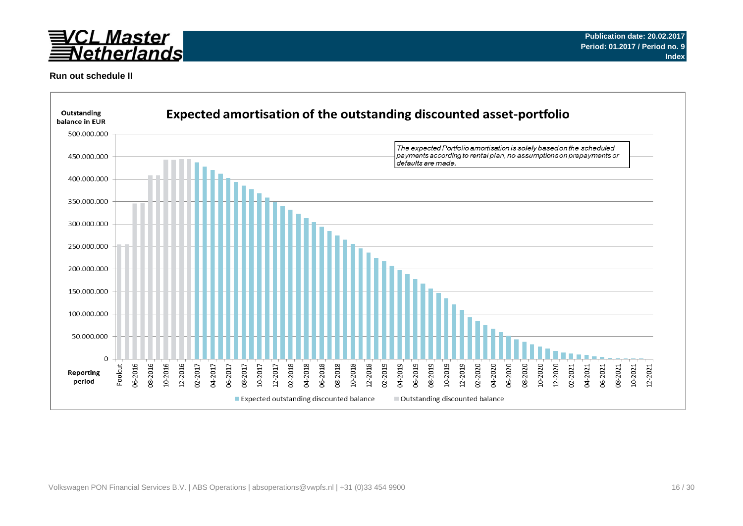**Publication date: 20.02.2017**
**Period: 01.2017 / Period no. 9**
**Index**

## Run out schedule II

### Expected amortisation of the outstanding discounted asset-portfolio

Outstanding balance in EUR

*The expected Portfolio amortisation is solely based on the scheduled payments according to rental plan, no assumptions on prepayments or defaults are made.*

Y-axis: 0; 50.000.000; 100.000.000; 150.000.000; 200.000.000; 250.000.000; 300.000.000; 350.000.000; 400.000.000; 450.000.000; 500.000.000

Reporting period: Poolcut, 06-2016, 08-2016, 10-2016, 12-2016, 02-2017, 04-2017, 06-2017, 08-2017, 10-2017, 12-2017, 02-2018, 04-2018, 06-2018, 08-2018, 10-2018, 12-2018, 02-2019, 04-2019, 06-2019, 08-2019, 10-2019, 12-2019, 02-2020, 04-2020, 06-2020, 08-2020, 10-2020, 12-2020, 02-2021, 04-2021, 06-2021, 08-2021, 10-2021, 12-2021

Legend: Expected outstanding discounted balance; Outstanding discounted balance

Volkswagen PON Financial Services B.V. | ABS Operations | absoperations@vwpfs.nl | +31 (0)33 454 9900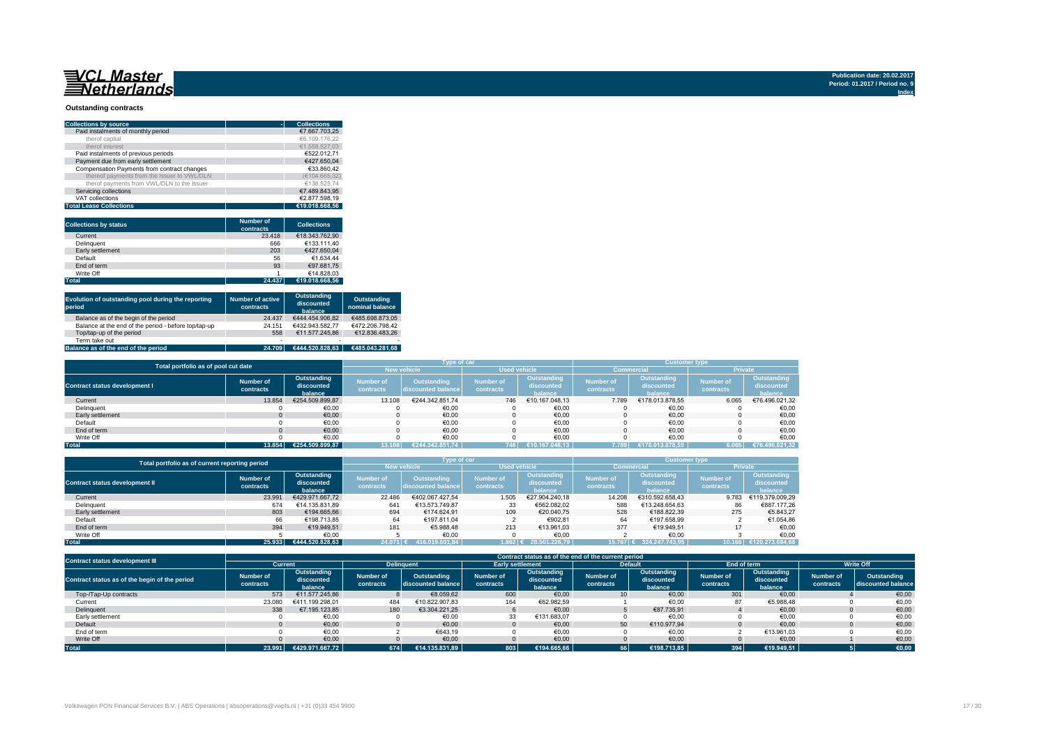**VCL Master Netherlands**

Publication date: 20.02.2017
Period: 01.2017 / Period no. 9
Index

## Outstanding contracts

| Collections by source | Collections |
|---|---|
| Paid instalments of monthly period | €7.667.703,25 |
| therof capital | €6.109.176,22 |
| therof interest | €1.558.527,03 |
| Paid instalments of previous periods | €522.012,71 |
| Payment due from early settlement | €427.650,04 |
| Compensation Payments from contract changes | €33.860,42 |
| thereof payments from the Issuer to VWL/DLN | (€104.665,32) |
| therof payments from VWL/DLN to the Issuer | €138.525,74 |
| Servicing collections | €7.489.843,95 |
| VAT collections | €2.877.598,19 |
| **Total Lease Collections** | **€19.018.668,56** |

| Collections by status | Number of contracts | Collections |
|---|---|---|
| Current | 23.418 | €18.343.762,90 |
| Delinquent | 666 | €133.111,40 |
| Early settlement | 203 | €427.650,04 |
| Default | 56 | €1.634,44 |
| End of term | 93 | €97.681,75 |
| Write Off | 1 | €14.828,03 |
| **Total** | **24.437** | **€19.018.668,56** |

| Evolution of outstanding pool during the reporting period | Number of active contracts | Outstanding discounted balance | Outstanding nominal balance |
|---|---|---|---|
| Balance as of the begin of the period | 24.437 | €444.454.906,82 | €485.698.873,05 |
| Balance at the end of the period - before top/tap-up | 24.151 | €432.943.582,77 | €472.206.798,42 |
| Top/tap-up of the period | 558 | €11.577.245,86 | €12.836.483,26 |
| Term take out | - | - | - |
| **Balance as of the end of the period** | **24.709** | **€444.520.828,63** | **€485.043.281,68** |

| Total portfolio as of pool cut date | | | Type of car | | | | Customer type | | | |
|---|---|---|---|---|---|---|---|---|---|---|
| | | | New vehicle | | Used vehicle | | Commercial | | Private | |
| Contract status development I | Number of contracts | Outstanding discounted balance | Number of contracts | Outstanding discounted balance | Number of contracts | Outstanding discounted balance | Number of contracts | Outstanding discounted balance | Number of contracts | Outstanding discounted balance |
| Current | 13.854 | €254.509.899,87 | 13.108 | €244.342.851,74 | 746 | €10.167.048,13 | 7.789 | €178.013.878,55 | 6.065 | €76.496.021,32 |
| Delinquent | 0 | €0,00 | 0 | €0,00 | 0 | €0,00 | 0 | €0,00 | 0 | €0,00 |
| Early settlement | 0 | €0,00 | 0 | €0,00 | 0 | €0,00 | 0 | €0,00 | 0 | €0,00 |
| Default | 0 | €0,00 | 0 | €0,00 | 0 | €0,00 | 0 | €0,00 | 0 | €0,00 |
| End of term | 0 | €0,00 | 0 | €0,00 | 0 | €0,00 | 0 | €0,00 | 0 | €0,00 |
| Write Off | 0 | €0,00 | 0 | €0,00 | 0 | €0,00 | 0 | €0,00 | 0 | €0,00 |
| **Total** | **13.854** | **€254.509.899,87** | **13.108** | **€244.342.851,74** | **746** | **€10.167.048,13** | **7.789** | **€178.013.878,55** | **6.065** | **€76.496.021,32** |

| Total portfolio as of current reporting period | | | Type of car | | | | Customer type | | | |
|---|---|---|---|---|---|---|---|---|---|---|
| | | | New vehicle | | Used vehicle | | Commercial | | Private | |
| Contract status development II | Number of contracts | Outstanding discounted balance | Number of contracts | Outstanding discounted balance | Number of contracts | Outstanding discounted balance | Number of contracts | Outstanding discounted balance | Number of contracts | Outstanding discounted balance |
| Current | 23.991 | €429.971.667,72 | 22.486 | €402.067.427,54 | 1.505 | €27.904.240,18 | 14.208 | €310.592.658,43 | 9.783 | €119.379.009,29 |
| Delinquent | 674 | €14.135.831,89 | 641 | €13.573.749,87 | 33 | €562.082,02 | 588 | €13.248.654,63 | 86 | €887.177,26 |
| Early settlement | 803 | €194.665,66 | 694 | €174.624,91 | 109 | €20.040,75 | 528 | €188.822,39 | 275 | €5.843,27 |
| Default | 66 | €198.713,85 | 64 | €197.811,04 | 2 | €902,81 | 64 | €197.658,99 | 2 | €1.054,86 |
| End of term | 394 | €19.949,51 | 181 | €5.988,48 | 213 | €13.961,03 | 377 | €19.949,51 | 17 | €0,00 |
| Write Off | 5 | €0,00 | 5 | €0,00 | 0 | €0,00 | 2 | €0,00 | 3 | €0,00 |
| **Total** | **25.933** | **€444.520.828,63** | **24.071** | **€ 416.019.601,84** | **1.862** | **€ 28.501.226,79** | **15.767** | **€ 324.247.743,95** | **10.166** | **€120.273.084,68** |

| Contract status development III | Contract status as of the end of the current period | | | | | | | | | | | |
|---|---|---|---|---|---|---|---|---|---|---|---|---|
| | Current | | Delinquent | | Early settlement | | Default | | End of term | | Write Off | |
| Contract status as of the begin of the period | Number of contracts | Outstanding discounted balance | Number of contracts | Outstanding discounted balance | Number of contracts | Outstanding discounted balance | Number of contracts | Outstanding discounted balance | Number of contracts | Outstanding discounted balance | Number of contracts | Outstanding discounted balance |
| Top-/Tap-Up contracts | 573 | €11.577.245,86 | 8 | €8.059,62 | 600 | €0,00 | 10 | €0,00 | 301 | €0,00 | 4 | €0,00 |
| Current | 23.080 | €411.199.298,01 | 484 | €10.822.907,83 | 164 | €62.982,59 | 1 | €0,00 | 87 | €5.988,48 | 0 | €0,00 |
| Delinquent | 338 | €7.195.123,85 | 180 | €3.304.221,25 | 6 | €0,00 | 5 | €87.735,91 | 4 | €0,00 | 0 | €0,00 |
| Early settlement | 0 | €0,00 | 0 | €0,00 | 33 | €131.683,07 | 0 | €0,00 | 0 | €0,00 | 0 | €0,00 |
| Default | 0 | €0,00 | 0 | €0,00 | 0 | €0,00 | 50 | €110.977,94 | 0 | €0,00 | 0 | €0,00 |
| End of term | 0 | €0,00 | 2 | €643,19 | 0 | €0,00 | 0 | €0,00 | 2 | €13.961,03 | 0 | €0,00 |
| Write Off | 0 | €0,00 | 0 | €0,00 | 0 | €0,00 | 0 | €0,00 | 0 | €0,00 | 1 | €0,00 |
| **Total** | **23.991** | **€429.971.667,72** | **674** | **€14.135.831,89** | **803** | **€194.665,66** | **66** | **€198.713,85** | **394** | **€19.949,51** | **5** | **€0,00** |

Volkswagen PON Financial Services B.V. | ABS Operations | absoperations@vwpfs.nl | +31 (0)33 454 9900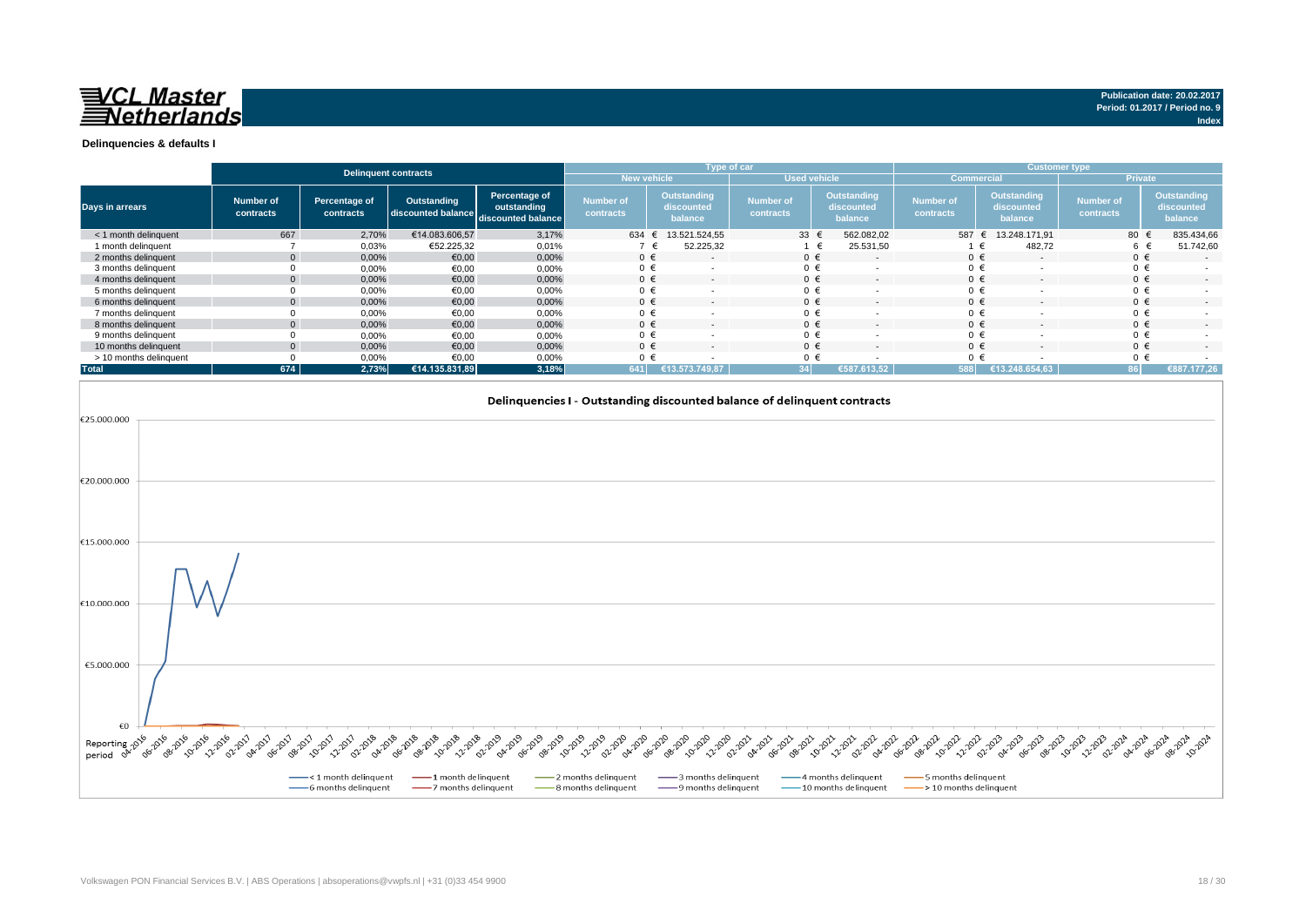**VCL Master Netherlands**

**Publication date: 20.02.2017**
**Period: 01.2017 / Period no. 9**
**Index**

## Delinquencies & defaults I

| Days in arrears | Delinquent contracts | | | | Type of car | | | | Customer type | | | |
|---|---|---|---|---|---|---|---|---|---|---|---|---|
| | | | | | New vehicle | | Used vehicle | | Commercial | | Private | |
| | Number of contracts | Percentage of contracts | Outstanding discounted balance | Percentage of outstanding discounted balance | Number of contracts | Outstanding discounted balance | Number of contracts | Outstanding discounted balance | Number of contracts | Outstanding discounted balance | Number of contracts | Outstanding discounted balance |
| < 1 month delinquent | 667 | 2,70% | €14.083.606,57 | 3,17% | 634 | € 13.521.524,55 | 33 | € 562.082,02 | 587 | € 13.248.171,91 | 80 | € 835.434,66 |
| 1 month delinquent | 7 | 0,03% | €52.225,32 | 0,01% | 7 | € 52.225,32 | 1 | € 25.531,50 | 1 | € 482,72 | 6 | € 51.742,60 |
| 2 months delinquent | 0 | 0,00% | €0,00 | 0,00% | 0 | € - | 0 | € - | 0 | € - | 0 | € - |
| 3 months delinquent | 0 | 0,00% | €0,00 | 0,00% | 0 | € - | 0 | € - | 0 | € - | 0 | € - |
| 4 months delinquent | 0 | 0,00% | €0,00 | 0,00% | 0 | € - | 0 | € - | 0 | € - | 0 | € - |
| 5 months delinquent | 0 | 0,00% | €0,00 | 0,00% | 0 | € - | 0 | € - | 0 | € - | 0 | € - |
| 6 months delinquent | 0 | 0,00% | €0,00 | 0,00% | 0 | € - | 0 | € - | 0 | € - | 0 | € - |
| 7 months delinquent | 0 | 0,00% | €0,00 | 0,00% | 0 | € - | 0 | € - | 0 | € - | 0 | € - |
| 8 months delinquent | 0 | 0,00% | €0,00 | 0,00% | 0 | € - | 0 | € - | 0 | € - | 0 | € - |
| 9 months delinquent | 0 | 0,00% | €0,00 | 0,00% | 0 | € - | 0 | € - | 0 | € - | 0 | € - |
| 10 months delinquent | 0 | 0,00% | €0,00 | 0,00% | 0 | € - | 0 | € - | 0 | € - | 0 | € - |
| > 10 months delinquent | 0 | 0,00% | €0,00 | 0,00% | 0 | € - | 0 | € - | 0 | € - | 0 | € - |
| **Total** | **674** | **2,73%** | **€14.135.831,89** | **3,18%** | **641** | **€13.573.749,87** | **34** | **€587.613,52** | **588** | **€13.248.654,63** | **86** | **€887.177,26** |

**Delinquencies I - Outstanding discounted balance of delinquent contracts**

Legend: < 1 month delinquent, 1 month delinquent, 2 months delinquent, 3 months delinquent, 4 months delinquent, 5 months delinquent, 6 months delinquent, 7 months delinquent, 8 months delinquent, 9 months delinquent, 10 months delinquent, > 10 months delinquent

Volkswagen PON Financial Services B.V. | ABS Operations | absoperations@vwpfs.nl | +31 (0)33 454 9900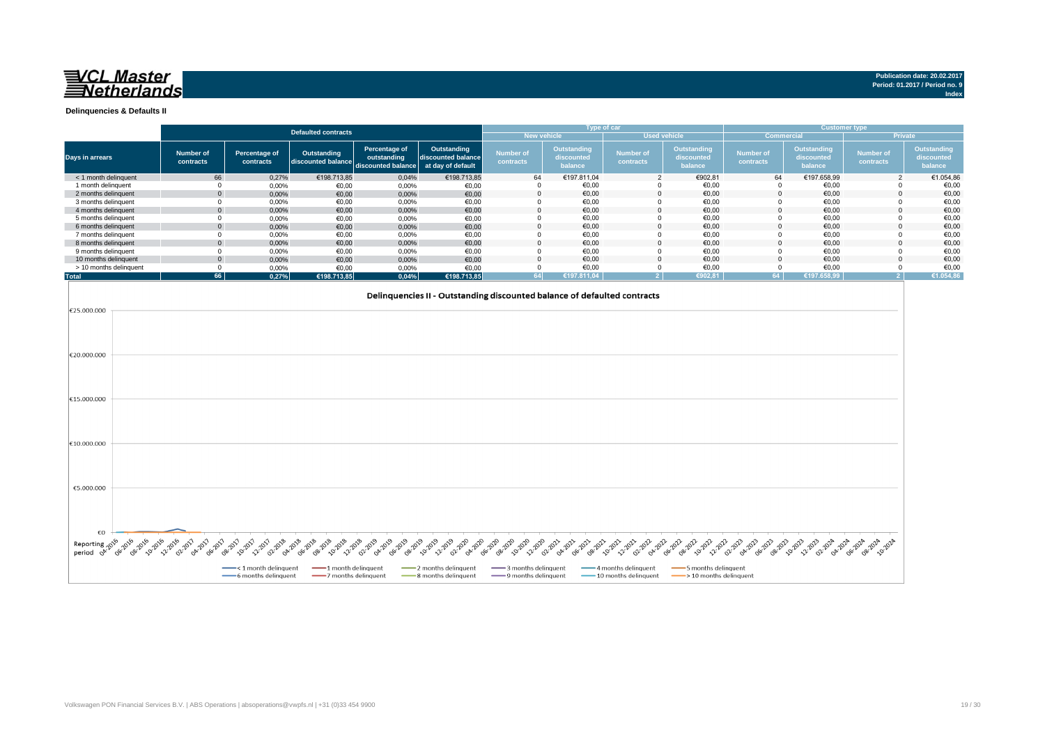**VCL Master Netherlands**

Publication date: 20.02.2017
Period: 01.2017 / Period no. 9
Index

## Delinquencies & Defaults II

| Days in arrears | Defaulted contracts | | | | | Type of car | | | | Customer type | | | |
|---|---|---|---|---|---|---|---|---|---|---|---|---|---|
| | | | | | | New vehicle | | Used vehicle | | Commercial | | Private | |
| | Number of contracts | Percentage of contracts | Outstanding discounted balance | Percentage of outstanding discounted balance | Outstanding discounted balance at day of default | Number of contracts | Outstanding discounted balance | Number of contracts | Outstanding discounted balance | Number of contracts | Outstanding discounted balance | Number of contracts | Outstanding discounted balance |
| < 1 month delinquent | 66 | 0,27% | €198.713,85 | 0,04% | €198.713,85 | 64 | €197.811,04 | 2 | €902,81 | 64 | €197.658,99 | 2 | €1.054,86 |
| 1 month delinquent | 0 | 0,00% | €0,00 | 0,00% | €0,00 | 0 | €0,00 | 0 | €0,00 | 0 | €0,00 | 0 | €0,00 |
| 2 months delinquent | 0 | 0,00% | €0,00 | 0,00% | €0,00 | 0 | €0,00 | 0 | €0,00 | 0 | €0,00 | 0 | €0,00 |
| 3 months delinquent | 0 | 0,00% | €0,00 | 0,00% | €0,00 | 0 | €0,00 | 0 | €0,00 | 0 | €0,00 | 0 | €0,00 |
| 4 months delinquent | 0 | 0,00% | €0,00 | 0,00% | €0,00 | 0 | €0,00 | 0 | €0,00 | 0 | €0,00 | 0 | €0,00 |
| 5 months delinquent | 0 | 0,00% | €0,00 | 0,00% | €0,00 | 0 | €0,00 | 0 | €0,00 | 0 | €0,00 | 0 | €0,00 |
| 6 months delinquent | 0 | 0,00% | €0,00 | 0,00% | €0,00 | 0 | €0,00 | 0 | €0,00 | 0 | €0,00 | 0 | €0,00 |
| 7 months delinquent | 0 | 0,00% | €0,00 | 0,00% | €0,00 | 0 | €0,00 | 0 | €0,00 | 0 | €0,00 | 0 | €0,00 |
| 8 months delinquent | 0 | 0,00% | €0,00 | 0,00% | €0,00 | 0 | €0,00 | 0 | €0,00 | 0 | €0,00 | 0 | €0,00 |
| 9 months delinquent | 0 | 0,00% | €0,00 | 0,00% | €0,00 | 0 | €0,00 | 0 | €0,00 | 0 | €0,00 | 0 | €0,00 |
| 10 months delinquent | 0 | 0,00% | €0,00 | 0,00% | €0,00 | 0 | €0,00 | 0 | €0,00 | 0 | €0,00 | 0 | €0,00 |
| > 10 months delinquent | 0 | 0,00% | €0,00 | 0,00% | €0,00 | 0 | €0,00 | 0 | €0,00 | 0 | €0,00 | 0 | €0,00 |
| **Total** | **66** | **0,27%** | **€198.713,85** | **0,04%** | **€198.713,85** | **64** | **€197.811,04** | **2** | **€902,81** | **64** | **€197.658,99** | **2** | **€1.054,86** |

Delinquencies II - Outstanding discounted balance of defaulted contracts

Volkswagen PON Financial Services B.V. | ABS Operations | absoperations@vwpfs.nl | +31 (0)33 454 9900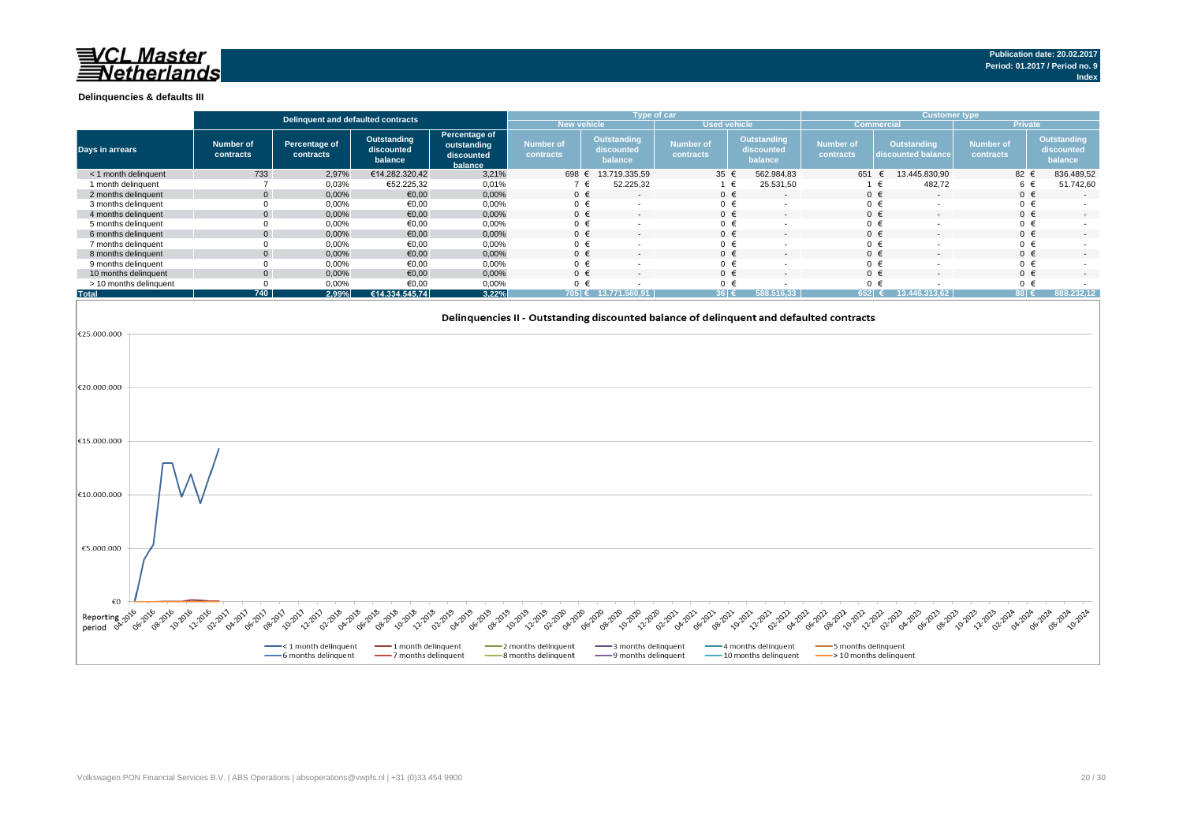**Publication date: 20.02.2017**
**Period: 01.2017 / Period no. 9**
**Index**

### Delinquencies & defaults III

| Days in arrears | Delinquent and defaulted contracts | | | | Type of car | | | | Customer type | | | |
|---|---|---|---|---|---|---|---|---|---|---|---|---|
| | | | | | New vehicle | | Used vehicle | | Commercial | | Private | |
| | Number of contracts | Percentage of contracts | Outstanding discounted balance | Percentage of outstanding discounted balance | Number of contracts | Outstanding discounted balance | Number of contracts | Outstanding discounted balance | Number of contracts | Outstanding discounted balance | Number of contracts | Outstanding discounted balance |
| < 1 month delinquent | 733 | 2,97% | €14.282.320,42 | 3,21% | 698 | € 13.719.335,59 | 35 | € 562.984,83 | 651 | € 13.445.830,90 | 82 | € 836.489,52 |
| 1 month delinquent | 7 | 0,03% | €52.225,32 | 0,01% | 7 | € 52.225,32 | 1 | € 25.531,50 | 1 | € 482,72 | 6 | € 51.742,60 |
| 2 months delinquent | 0 | 0,00% | €0,00 | 0,00% | 0 | € - | 0 | € - | 0 | € - | 0 | € - |
| 3 months delinquent | 0 | 0,00% | €0,00 | 0,00% | 0 | € - | 0 | € - | 0 | € - | 0 | € - |
| 4 months delinquent | 0 | 0,00% | €0,00 | 0,00% | 0 | € - | 0 | € - | 0 | € - | 0 | € - |
| 5 months delinquent | 0 | 0,00% | €0,00 | 0,00% | 0 | € - | 0 | € - | 0 | € - | 0 | € - |
| 6 months delinquent | 0 | 0,00% | €0,00 | 0,00% | 0 | € - | 0 | € - | 0 | € - | 0 | € - |
| 7 months delinquent | 0 | 0,00% | €0,00 | 0,00% | 0 | € - | 0 | € - | 0 | € - | 0 | € - |
| 8 months delinquent | 0 | 0,00% | €0,00 | 0,00% | 0 | € - | 0 | € - | 0 | € - | 0 | € - |
| 9 months delinquent | 0 | 0,00% | €0,00 | 0,00% | 0 | € - | 0 | € - | 0 | € - | 0 | € - |
| 10 months delinquent | 0 | 0,00% | €0,00 | 0,00% | 0 | € - | 0 | € - | 0 | € - | 0 | € - |
| > 10 months delinquent | 0 | 0,00% | €0,00 | 0,00% | 0 | € - | 0 | € - | 0 | € - | 0 | € - |
| **Total** | **740** | **2,99%** | **€14.334.545,74** | **3,22%** | **705** | **€ 13.771.560,91** | **36** | **€ 588.516,33** | **652** | **€ 13.446.313,62** | **88** | **€ 888.232,12** |

**Delinquencies II - Outstanding discounted balance of delinquent and defaulted contracts**

Legend: < 1 month delinquent, 1 month delinquent, 2 months delinquent, 3 months delinquent, 4 months delinquent, 5 months delinquent, 6 months delinquent, 7 months delinquent, 8 months delinquent, 9 months delinquent, 10 months delinquent, > 10 months delinquent

Volkswagen PON Financial Services B.V. | ABS Operations | absoperations@vwpfs.nl | +31 (0)33 454 9900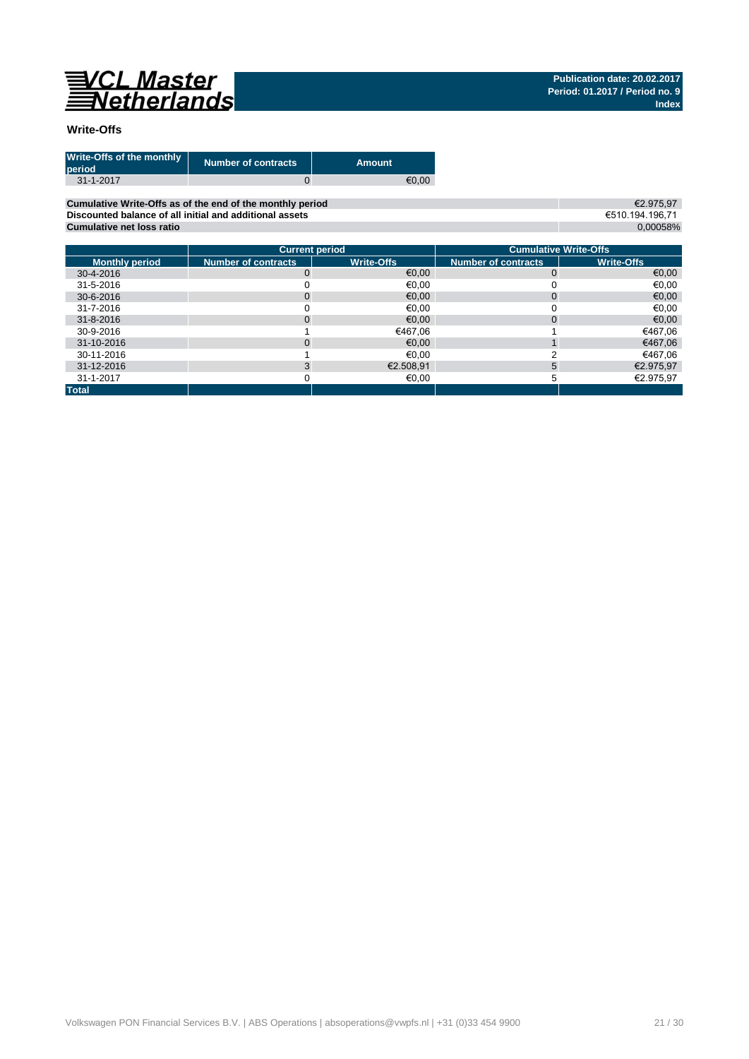VCL Master Netherlands

**Publication date: 20.02.2017**
**Period: 01.2017 / Period no. 9**
**Index**

## Write-Offs

| Write-Offs of the monthly period | Number of contracts | Amount |
|---|---|---|
| 31-1-2017 | 0 | €0,00 |

| | |
|---|---|
| **Cumulative Write-Offs as of the end of the monthly period** | €2.975,97 |
| **Discounted balance of all initial and additional assets** | €510.194.196,71 |
| **Cumulative net loss ratio** | 0,00058% |

| | Current period | | Cumulative Write-Offs | |
|---|---|---|---|---|
| **Monthly period** | **Number of contracts** | **Write-Offs** | **Number of contracts** | **Write-Offs** |
| 30-4-2016 | 0 | €0,00 | 0 | €0,00 |
| 31-5-2016 | 0 | €0,00 | 0 | €0,00 |
| 30-6-2016 | 0 | €0,00 | 0 | €0,00 |
| 31-7-2016 | 0 | €0,00 | 0 | €0,00 |
| 31-8-2016 | 0 | €0,00 | 0 | €0,00 |
| 30-9-2016 | 1 | €467,06 | 1 | €467,06 |
| 31-10-2016 | 0 | €0,00 | 1 | €467,06 |
| 30-11-2016 | 1 | €0,00 | 2 | €467,06 |
| 31-12-2016 | 3 | €2.508,91 | 5 | €2.975,97 |
| 31-1-2017 | 0 | €0,00 | 5 | €2.975,97 |
| **Total** | | | | |

Volkswagen PON Financial Services B.V. | ABS Operations | absoperations@vwpfs.nl | +31 (0)33 454 9900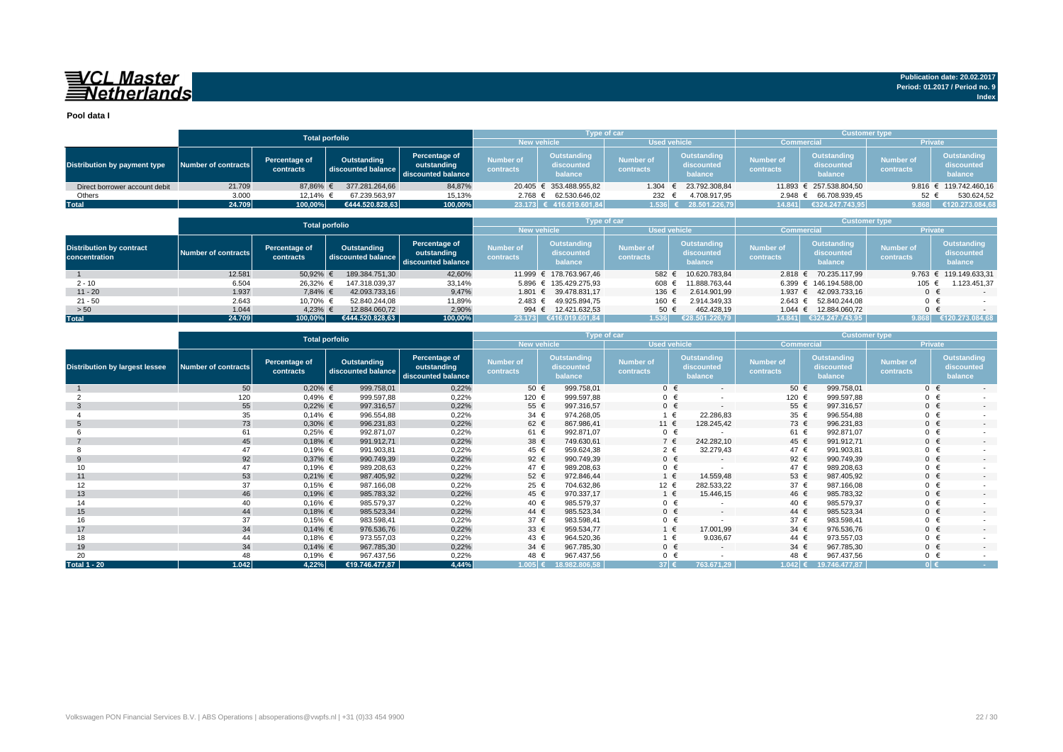# VCL Master Netherlands

**Publication date: 20.02.2017**
**Period: 01.2017 / Period no. 9**
**Index**

## Pool data I

| Distribution by payment type | Total porfolio | | | | Type of car | | | | Customer type | | | |
|---|---|---|---|---|---|---|---|---|---|---|---|---|
| | | | | | New vehicle | | Used vehicle | | Commercial | | Private | |
| | Number of contracts | Percentage of contracts | Outstanding discounted balance | Percentage of outstanding discounted balance | Number of contracts | Outstanding discounted balance | Number of contracts | Outstanding discounted balance | Number of contracts | Outstanding discounted balance | Number of contracts | Outstanding discounted balance |
| Direct borrower account debit | 21.709 | 87,86% | € 377.281.264,66 | 84,87% | 20.405 | € 353.488.955,82 | 1.304 | € 23.792.308,84 | 11.893 | € 257.538.804,50 | 9.816 | € 119.742.460,16 |
| Others | 3.000 | 12,14% | € 67.239.563,97 | 15,13% | 2.768 | € 62.530.646,02 | 232 | € 4.708.917,95 | 2.948 | € 66.708.939,45 | 52 | € 530.624,52 |
| **Total** | **24.709** | **100,00%** | **€444.520.828,63** | **100,00%** | **23.173** | **€ 416.019.601,84** | **1.536** | **€ 28.501.226,79** | **14.841** | **€324.247.743,95** | **9.868** | **€120.273.084,68** |

| Distribution by contract concentration | Total porfolio | | | | Type of car | | | | Customer type | | | |
|---|---|---|---|---|---|---|---|---|---|---|---|---|
| | | | | | New vehicle | | Used vehicle | | Commercial | | Private | |
| | Number of contracts | Percentage of contracts | Outstanding discounted balance | Percentage of outstanding discounted balance | Number of contracts | Outstanding discounted balance | Number of contracts | Outstanding discounted balance | Number of contracts | Outstanding discounted balance | Number of contracts | Outstanding discounted balance |
| 1 | 12.581 | 50,92% | € 189.384.751,30 | 42,60% | 11.999 | € 178.763.967,46 | 582 | € 10.620.783,84 | 2.818 | € 70.235.117,99 | 9.763 | € 119.149.633,31 |
| 2 - 10 | 6.504 | 26,32% | € 147.318.039,37 | 33,14% | 5.896 | € 135.429.275,93 | 608 | € 11.888.763,44 | 6.399 | € 146.194.588,00 | 105 | € 1.123.451,37 |
| 11 - 20 | 1.937 | 7,84% | € 42.093.733,16 | 9,47% | 1.801 | € 39.478.831,17 | 136 | € 2.614.901,99 | 1.937 | € 42.093.733,16 | 0 | € - |
| 21 - 50 | 2.643 | 10,70% | € 52.840.244,08 | 11,89% | 2.483 | € 49.925.894,75 | 160 | € 2.914.349,33 | 2.643 | € 52.840.244,08 | 0 | € - |
| > 50 | 1.044 | 4,23% | € 12.884.060,72 | 2,90% | 994 | € 12.421.632,53 | 50 | € 462.428,19 | 1.044 | € 12.884.060,72 | 0 | € - |
| **Total** | **24.709** | **100,00%** | **€444.520.828,63** | **100,00%** | **23.173** | **€416.019.601,84** | **1.536** | **€28.501.226,79** | **14.841** | **€324.247.743,95** | **9.868** | **€120.273.084,68** |

| Distribution by largest lessee | Total porfolio | | | | Type of car | | | | Customer type | | | |
|---|---|---|---|---|---|---|---|---|---|---|---|---|
| | | | | | New vehicle | | Used vehicle | | Commercial | | Private | |
| | Number of contracts | Percentage of contracts | Outstanding discounted balance | Percentage of outstanding discounted balance | Number of contracts | Outstanding discounted balance | Number of contracts | Outstanding discounted balance | Number of contracts | Outstanding discounted balance | Number of contracts | Outstanding discounted balance |
| 1 | 50 | 0,20% | € 999.758,01 | 0,22% | 50 | € 999.758,01 | 0 | € - | 50 | € 999.758,01 | 0 | € - |
| 2 | 120 | 0,49% | € 999.597,88 | 0,22% | 120 | € 999.597,88 | 0 | € - | 120 | € 999.597,88 | 0 | € - |
| 3 | 55 | 0,22% | € 997.316,57 | 0,22% | 55 | € 997.316,57 | 0 | € - | 55 | € 997.316,57 | 0 | € - |
| 4 | 35 | 0,14% | € 996.554,88 | 0,22% | 34 | € 974.268,05 | 1 | € 22.286,83 | 35 | € 996.554,88 | 0 | € - |
| 5 | 73 | 0,30% | € 996.231,83 | 0,22% | 62 | € 867.986,41 | 11 | € 128.245,42 | 73 | € 996.231,83 | 0 | € - |
| 6 | 61 | 0,25% | € 992.871,07 | 0,22% | 61 | € 992.871,07 | 0 | € - | 61 | € 992.871,07 | 0 | € - |
| 7 | 45 | 0,18% | € 991.912,71 | 0,22% | 38 | € 749.630,61 | 7 | € 242.282,10 | 45 | € 991.912,71 | 0 | € - |
| 8 | 47 | 0,19% | € 991.903,81 | 0,22% | 45 | € 959.624,38 | 2 | € 32.279,43 | 47 | € 991.903,81 | 0 | € - |
| 9 | 92 | 0,37% | € 990.749,39 | 0,22% | 92 | € 990.749,39 | 0 | € - | 92 | € 990.749,39 | 0 | € - |
| 10 | 47 | 0,19% | € 989.208,63 | 0,22% | 47 | € 989.208,63 | 0 | € - | 47 | € 989.208,63 | 0 | € - |
| 11 | 53 | 0,21% | € 987.405,92 | 0,22% | 52 | € 972.846,44 | 1 | € 14.559,48 | 53 | € 987.405,92 | 0 | € - |
| 12 | 37 | 0,15% | € 987.166,08 | 0,22% | 25 | € 704.632,86 | 12 | € 282.533,22 | 37 | € 987.166,08 | 0 | € - |
| 13 | 46 | 0,19% | € 985.783,32 | 0,22% | 45 | € 970.337,17 | 1 | € 15.446,15 | 46 | € 985.783,32 | 0 | € - |
| 14 | 40 | 0,16% | € 985.579,37 | 0,22% | 40 | € 985.579,37 | 0 | € - | 40 | € 985.579,37 | 0 | € - |
| 15 | 44 | 0,18% | € 985.523,34 | 0,22% | 44 | € 985.523,34 | 0 | € - | 44 | € 985.523,34 | 0 | € - |
| 16 | 37 | 0,15% | € 983.598,41 | 0,22% | 37 | € 983.598,41 | 0 | € - | 37 | € 983.598,41 | 0 | € - |
| 17 | 34 | 0,14% | € 976.536,76 | 0,22% | 33 | € 959.534,77 | 1 | € 17.001,99 | 34 | € 976.536,76 | 0 | € - |
| 18 | 44 | 0,18% | € 973.557,03 | 0,22% | 43 | € 964.520,36 | 1 | € 9.036,67 | 44 | € 973.557,03 | 0 | € - |
| 19 | 34 | 0,14% | € 967.785,30 | 0,22% | 34 | € 967.785,30 | 0 | € - | 34 | € 967.785,30 | 0 | € - |
| 20 | 48 | 0,19% | € 967.437,56 | 0,22% | 48 | € 967.437,56 | 0 | € - | 48 | € 967.437,56 | 0 | € - |
| **Total 1 - 20** | **1.042** | **4,22%** | **€19.746.477,87** | **4,44%** | **1.005** | **€ 18.982.806,58** | **37** | **€ 763.671,29** | **1.042** | **€ 19.746.477,87** | **0** | **€ -** |

Volkswagen PON Financial Services B.V. | ABS Operations | absoperations@vwpfs.nl | +31 (0)33 454 9900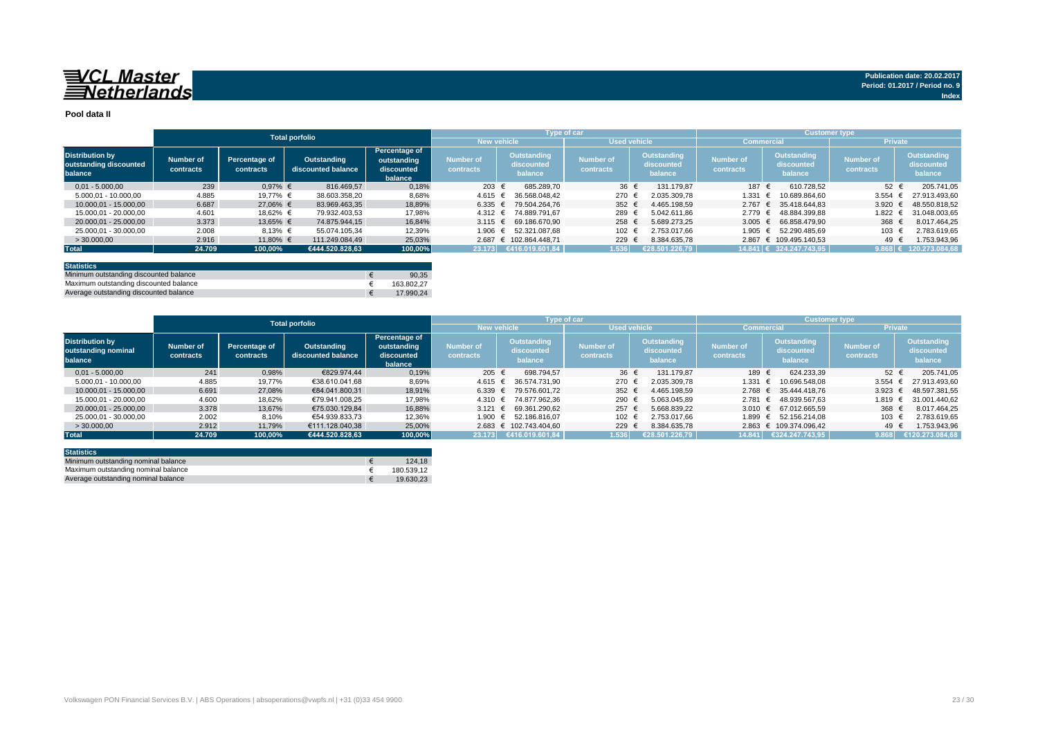**VCL Master Netherlands**

Publication date: 20.02.2017
Period: 01.2017 / Period no. 9
Index

## Pool data II

| | Total porfolio | | | | Type of car | | | | Customer type | | | |
|---|---|---|---|---|---|---|---|---|---|---|---|---|
| | | | | | New vehicle | | Used vehicle | | Commercial | | Private | |
| Distribution by outstanding discounted balance | Number of contracts | Percentage of contracts | Outstanding discounted balance | Percentage of outstanding discounted balance | Number of contracts | Outstanding discounted balance | Number of contracts | Outstanding discounted balance | Number of contracts | Outstanding discounted balance | Number of contracts | Outstanding discounted balance |
| 0,01 - 5.000,00 | 239 | 0,97% | € 816.469,57 | 0,18% | 203 | € 685.289,70 | 36 | € 131.179,87 | 187 | € 610.728,52 | 52 | € 205.741,05 |
| 5.000,01 - 10.000,00 | 4.885 | 19,77% | € 38.603.358,20 | 8,68% | 4.615 | € 36.568.048,42 | 270 | € 2.035.309,78 | 1.331 | € 10.689.864,60 | 3.554 | € 27.913.493,60 |
| 10.000,01 - 15.000,00 | 6.687 | 27,06% | € 83.969.463,35 | 18,89% | 6.335 | € 79.504.264,76 | 352 | € 4.465.198,59 | 2.767 | € 35.418.644,83 | 3.920 | € 48.550.818,52 |
| 15.000,01 - 20.000,00 | 4.601 | 18,62% | € 79.932.403,53 | 17,98% | 4.312 | € 74.889.791,67 | 289 | € 5.042.611,86 | 2.779 | € 48.884.399,88 | 1.822 | € 31.048.003,65 |
| 20.000,01 - 25.000,00 | 3.373 | 13,65% | € 74.875.944,15 | 16,84% | 3.115 | € 69.186.670,90 | 258 | € 5.689.273,25 | 3.005 | € 66.858.479,90 | 368 | € 8.017.464,25 |
| 25.000,01 - 30.000,00 | 2.008 | 8,13% | € 55.074.105,34 | 12,39% | 1.906 | € 52.321.087,68 | 102 | € 2.753.017,66 | 1.905 | € 52.290.485,69 | 103 | € 2.783.619,65 |
| > 30.000,00 | 2.916 | 11,80% | € 111.249.084,49 | 25,03% | 2.687 | € 102.864.448,71 | 229 | € 8.384.635,78 | 2.867 | € 109.495.140,53 | 49 | € 1.753.943,96 |
| **Total** | **24.709** | **100,00%** | **€444.520.828,63** | **100,00%** | **23.173** | **€416.019.601,84** | **1.536** | **€28.501.226,79** | **14.841** | **€ 324.247.743,95** | **9.868** | **€ 120.273.084,68** |

| Statistics | |
|---|---|
| Minimum outstanding discounted balance | € 90,35 |
| Maximum outstanding discounted balance | € 163.802,27 |
| Average outstanding discounted balance | € 17.990,24 |

| | Total porfolio | | | | Type of car | | | | Customer type | | | |
|---|---|---|---|---|---|---|---|---|---|---|---|---|
| | | | | | New vehicle | | Used vehicle | | Commercial | | Private | |
| Distribution by outstanding nominal balance | Number of contracts | Percentage of contracts | Outstanding discounted balance | Percentage of outstanding discounted balance | Number of contracts | Outstanding discounted balance | Number of contracts | Outstanding discounted balance | Number of contracts | Outstanding discounted balance | Number of contracts | Outstanding discounted balance |
| 0,01 - 5.000,00 | 241 | 0,98% | €829.974,44 | 0,19% | 205 | € 698.794,57 | 36 | € 131.179,87 | 189 | € 624.233,39 | 52 | € 205.741,05 |
| 5.000,01 - 10.000,00 | 4.885 | 19,77% | €38.610.041,68 | 8,69% | 4.615 | € 36.574.731,90 | 270 | € 2.035.309,78 | 1.331 | € 10.696.548,08 | 3.554 | € 27.913.493,60 |
| 10.000,01 - 15.000,00 | 6.691 | 27,08% | €84.041.800,31 | 18,91% | 6.339 | € 79.576.601,72 | 352 | € 4.465.198,59 | 2.768 | € 35.444.418,76 | 3.923 | € 48.597.381,55 |
| 15.000,01 - 20.000,00 | 4.600 | 18,62% | €79.941.008,25 | 17,98% | 4.310 | € 74.877.962,36 | 290 | € 5.063.045,89 | 2.781 | € 48.939.567,63 | 1.819 | € 31.001.440,62 |
| 20.000,01 - 25.000,00 | 3.378 | 13,67% | €75.030.129,84 | 16,88% | 3.121 | € 69.361.290,62 | 257 | € 5.668.839,22 | 3.010 | € 67.012.665,59 | 368 | € 8.017.464,25 |
| 25.000,01 - 30.000,00 | 2.002 | 8,10% | €54.939.833,73 | 12,36% | 1.900 | € 52.186.816,07 | 102 | € 2.753.017,66 | 1.899 | € 52.156.214,08 | 103 | € 2.783.619,65 |
| > 30.000,00 | 2.912 | 11,79% | €111.128.040,38 | 25,00% | 2.683 | € 102.743.404,60 | 229 | € 8.384.635,78 | 2.863 | € 109.374.096,42 | 49 | € 1.753.943,96 |
| **Total** | **24.709** | **100,00%** | **€444.520.828,63** | **100,00%** | **23.173** | **€416.019.601,84** | **1.536** | **€28.501.226,79** | **14.841** | **€324.247.743,95** | **9.868** | **€120.273.084,68** |

| Statistics | |
|---|---|
| Minimum outstanding nominal balance | € 124,18 |
| Maximum outstanding nominal balance | € 180.539,12 |
| Average outstanding nominal balance | € 19.630,23 |

Volkswagen PON Financial Services B.V. | ABS Operations | absoperations@vwpfs.nl | +31 (0)33 454 9900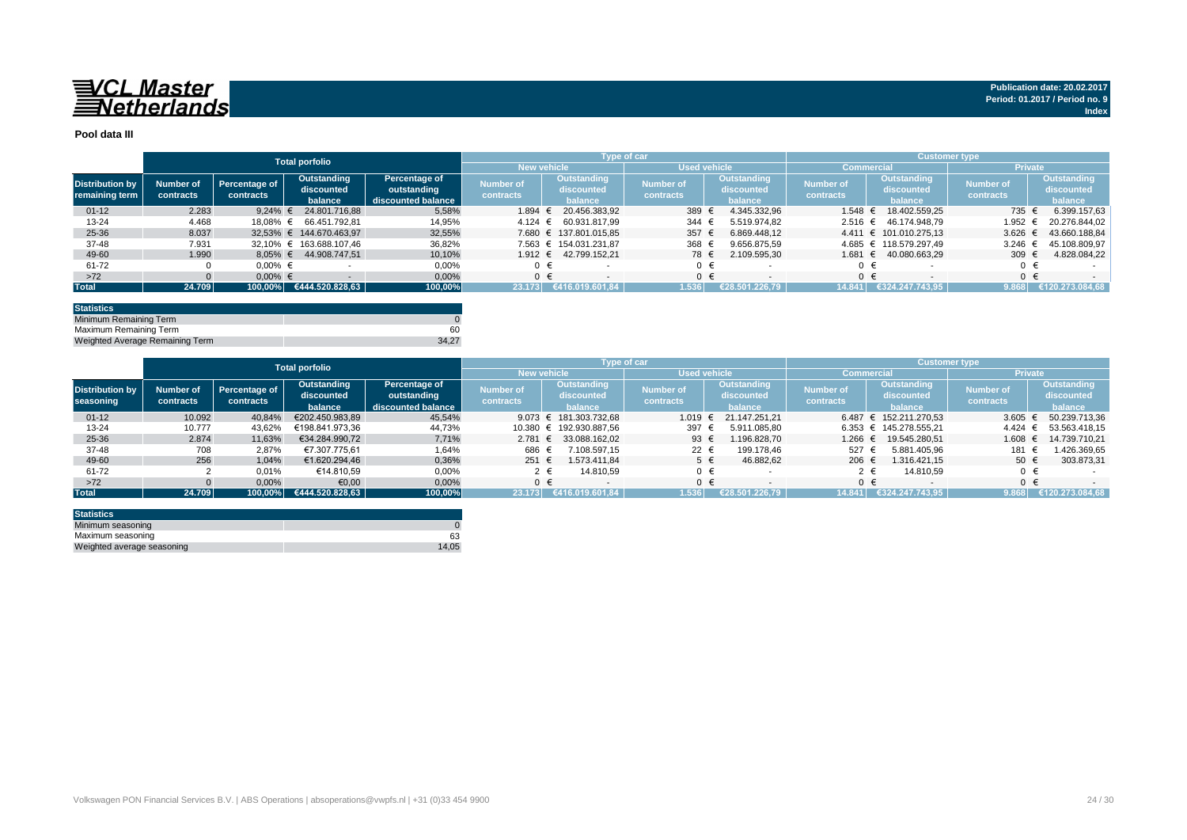**VCL Master Netherlands**

**Publication date: 20.02.2017**
**Period: 01.2017 / Period no. 9**
**Index**

## Pool data III

| Distribution by remaining term | Total porfolio | | | | Type of car | | | | Customer type | | | |
|---|---|---|---|---|---|---|---|---|---|---|---|---|
| | | | | | New vehicle | | Used vehicle | | Commercial | | Private | |
| | Number of contracts | Percentage of contracts | Outstanding discounted balance | Percentage of outstanding discounted balance | Number of contracts | Outstanding discounted balance | Number of contracts | Outstanding discounted balance | Number of contracts | Outstanding discounted balance | Number of contracts | Outstanding discounted balance |
| 01-12 | 2.283 | 9,24% | € 24.801.716,88 | 5,58% | 1.894 | € 20.456.383,92 | 389 | € 4.345.332,96 | 1.548 | € 18.402.559,25 | 735 | € 6.399.157,63 |
| 13-24 | 4.468 | 18,08% | € 66.451.792,81 | 14,95% | 4.124 | € 60.931.817,99 | 344 | € 5.519.974,82 | 2.516 | € 46.174.948,79 | 1.952 | € 20.276.844,02 |
| 25-36 | 8.037 | 32,53% | € 144.670.463,97 | 32,55% | 7.680 | € 137.801.015,85 | 357 | € 6.869.448,12 | 4.411 | € 101.010.275,13 | 3.626 | € 43.660.188,84 |
| 37-48 | 7.931 | 32,10% | € 163.688.107,46 | 36,82% | 7.563 | € 154.031.231,87 | 368 | € 9.656.875,59 | 4.685 | € 118.579.297,49 | 3.246 | € 45.108.809,97 |
| 49-60 | 1.990 | 8,05% | € 44.908.747,51 | 10,10% | 1.912 | € 42.799.152,21 | 78 | € 2.109.595,30 | 1.681 | € 40.080.663,29 | 309 | € 4.828.084,22 |
| 61-72 | 0 | 0,00% | € - | 0,00% | 0 | € - | 0 | € - | 0 | € - | 0 | € - |
| >72 | 0 | 0,00% | € - | 0,00% | 0 | € - | 0 | € - | 0 | € - | 0 | € - |
| **Total** | **24.709** | **100,00%** | **€444.520.828,63** | **100,00%** | **23.173** | **€416.019.601,84** | **1.536** | **€28.501.226,79** | **14.841** | **€324.247.743,95** | **9.868** | **€120.273.084,68** |

| Statistics | |
|---|---|
| Minimum Remaining Term | 0 |
| Maximum Remaining Term | 60 |
| Weighted Average Remaining Term | 34,27 |

| Distribution by seasoning | Total porfolio | | | | Type of car | | | | Customer type | | | |
|---|---|---|---|---|---|---|---|---|---|---|---|---|
| | | | | | New vehicle | | Used vehicle | | Commercial | | Private | |
| | Number of contracts | Percentage of contracts | Outstanding discounted balance | Percentage of outstanding discounted balance | Number of contracts | Outstanding discounted balance | Number of contracts | Outstanding discounted balance | Number of contracts | Outstanding discounted balance | Number of contracts | Outstanding discounted balance |
| 01-12 | 10.092 | 40,84% | €202.450.983,89 | 45,54% | 9.073 | € 181.303.732,68 | 1.019 | € 21.147.251,21 | 6.487 | € 152.211.270,53 | 3.605 | € 50.239.713,36 |
| 13-24 | 10.777 | 43,62% | €198.841.973,36 | 44,73% | 10.380 | € 192.930.887,56 | 397 | € 5.911.085,80 | 6.353 | € 145.278.555,21 | 4.424 | € 53.563.418,15 |
| 25-36 | 2.874 | 11,63% | €34.284.990,72 | 7,71% | 2.781 | € 33.088.162,02 | 93 | € 1.196.828,70 | 1.266 | € 19.545.280,51 | 1.608 | € 14.739.710,21 |
| 37-48 | 708 | 2,87% | €7.307.775,61 | 1,64% | 686 | € 7.108.597,15 | 22 | € 199.178,46 | 527 | € 5.881.405,96 | 181 | € 1.426.369,65 |
| 49-60 | 256 | 1,04% | €1.620.294,46 | 0,36% | 251 | € 1.573.411,84 | 5 | € 46.882,62 | 206 | € 1.316.421,15 | 50 | € 303.873,31 |
| 61-72 | 2 | 0,01% | €14.810,59 | 0,00% | 2 | € 14.810,59 | 0 | € - | 2 | € 14.810,59 | 0 | € - |
| >72 | 0 | 0,00% | €0,00 | 0,00% | 0 | € - | 0 | € - | 0 | € - | 0 | € - |
| **Total** | **24.709** | **100,00%** | **€444.520.828,63** | **100,00%** | **23.173** | **€416.019.601,84** | **1.536** | **€28.501.226,79** | **14.841** | **€324.247.743,95** | **9.868** | **€120.273.084,68** |

| Statistics | |
|---|---|
| Minimum seasoning | 0 |
| Maximum seasoning | 63 |
| Weighted average seasoning | 14,05 |

Volkswagen PON Financial Services B.V. | ABS Operations | absoperations@vwpfs.nl | +31 (0)33 454 9900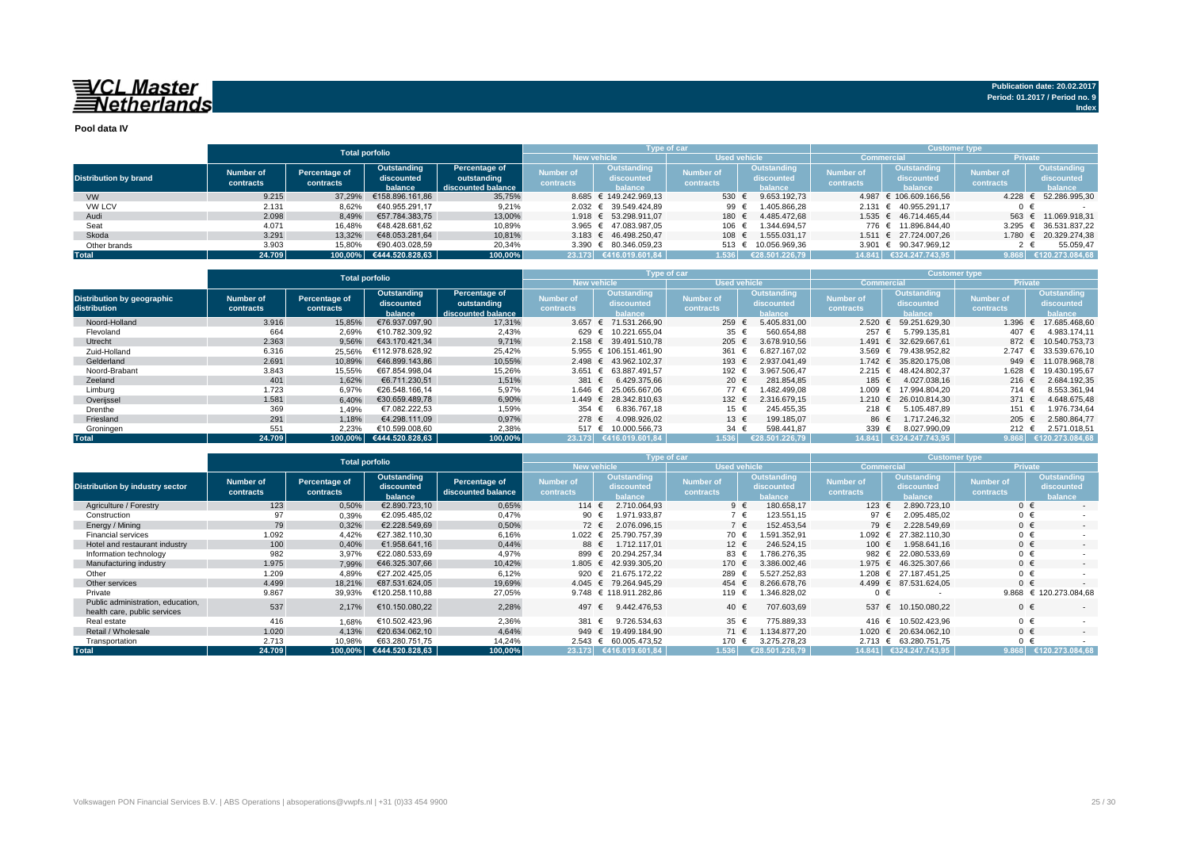**VCL Master Netherlands**

Publication date: 20.02.2017
Period: 01.2017 / Period no. 9
Index

## Pool data IV

| Distribution by brand | Total porfolio | | | | Type of car | | | | Customer type | | | |
|---|---|---|---|---|---|---|---|---|---|---|---|---|
| | | | | | New vehicle | | Used vehicle | | Commercial | | Private | |
| | Number of contracts | Percentage of contracts | Outstanding discounted balance | Percentage of outstanding discounted balance | Number of contracts | Outstanding discounted balance | Number of contracts | Outstanding discounted balance | Number of contracts | Outstanding discounted balance | Number of contracts | Outstanding discounted balance |
| VW | 9.215 | 37,29% | €158.896.161,86 | 35,75% | 8.685 | € 149.242.969,13 | 530 | € 9.653.192,73 | 4.987 | € 106.609.166,56 | 4.228 | € 52.286.995,30 |
| VW LCV | 2.131 | 8,62% | €40.955.291,17 | 9,21% | 2.032 | € 39.549.424,89 | 99 | € 1.405.866,28 | 2.131 | € 40.955.291,17 | 0 | € - |
| Audi | 2.098 | 8,49% | €57.784.383,75 | 13,00% | 1.918 | € 53.298.911,07 | 180 | € 4.485.472,68 | 1.535 | € 46.714.465,44 | 563 | € 11.069.918,31 |
| Seat | 4.071 | 16,48% | €48.428.681,62 | 10,89% | 3.965 | € 47.083.987,05 | 106 | € 1.344.694,57 | 776 | € 11.896.844,40 | 3.295 | € 36.531.837,22 |
| Skoda | 3.291 | 13,32% | €48.053.281,64 | 10,81% | 3.183 | € 46.498.250,47 | 108 | € 1.555.031,17 | 1.511 | € 27.724.007,26 | 1.780 | € 20.329.274,38 |
| Other brands | 3.903 | 15,80% | €90.403.028,59 | 20,34% | 3.390 | € 80.346.059,23 | 513 | € 10.056.969,36 | 3.901 | € 90.347.969,12 | 2 | € 55.059,47 |
| **Total** | **24.709** | **100,00%** | **€444.520.828,63** | **100,00%** | **23.173** | **€416.019.601,84** | **1.536** | **€28.501.226,79** | **14.841** | **€324.247.743,95** | **9.868** | **€120.273.084,68** |

| Distribution by geographic distribution | Total porfolio | | | | Type of car | | | | Customer type | | | |
|---|---|---|---|---|---|---|---|---|---|---|---|---|
| | | | | | New vehicle | | Used vehicle | | Commercial | | Private | |
| | Number of contracts | Percentage of contracts | Outstanding discounted balance | Percentage of outstanding discounted balance | Number of contracts | Outstanding discounted balance | Number of contracts | Outstanding discounted balance | Number of contracts | Outstanding discounted balance | Number of contracts | Outstanding discounted balance |
| Noord-Holland | 3.916 | 15,85% | €76.937.097,90 | 17,31% | 3.657 | € 71.531.266,90 | 259 | € 5.405.831,00 | 2.520 | € 59.251.629,30 | 1.396 | € 17.685.468,60 |
| Flevoland | 664 | 2,69% | €10.782.309,92 | 2,43% | 629 | € 10.221.655,04 | 35 | € 560.654,88 | 257 | € 5.799.135,81 | 407 | € 4.983.174,11 |
| Utrecht | 2.363 | 9,56% | €43.170.421,34 | 9,71% | 2.158 | € 39.491.510,78 | 205 | € 3.678.910,56 | 1.491 | € 32.629.667,61 | 872 | € 10.540.753,73 |
| Zuid-Holland | 6.316 | 25,56% | €112.978.628,92 | 25,42% | 5.955 | € 106.151.461,90 | 361 | € 6.827.167,02 | 3.569 | € 79.438.952,82 | 2.747 | € 33.539.676,10 |
| Gelderland | 2.691 | 10,89% | €46.899.143,86 | 10,55% | 2.498 | € 43.962.102,37 | 193 | € 2.937.041,49 | 1.742 | € 35.820.175,08 | 949 | € 11.078.968,78 |
| Noord-Brabant | 3.843 | 15,55% | €67.854.998,04 | 15,26% | 3.651 | € 63.887.491,57 | 192 | € 3.967.506,47 | 2.215 | € 48.424.802,37 | 1.628 | € 19.430.195,67 |
| Zeeland | 401 | 1,62% | €6.711.230,51 | 1,51% | 381 | € 6.429.375,66 | 20 | € 281.854,85 | 185 | € 4.027.038,16 | 216 | € 2.684.192,35 |
| Limburg | 1.723 | 6,97% | €26.548.166,14 | 5,97% | 1.646 | € 25.065.667,06 | 77 | € 1.482.499,08 | 1.009 | € 17.994.804,20 | 714 | € 8.553.361,94 |
| Overijssel | 1.581 | 6,40% | €30.659.489,78 | 6,90% | 1.449 | € 28.342.810,63 | 132 | € 2.316.679,15 | 1.210 | € 26.010.814,30 | 371 | € 4.648.675,48 |
| Drenthe | 369 | 1,49% | €7.082.222,53 | 1,59% | 354 | € 6.836.767,18 | 15 | € 245.455,35 | 218 | € 5.105.487,89 | 151 | € 1.976.734,64 |
| Friesland | 291 | 1,18% | €4.298.111,09 | 0,97% | 278 | € 4.098.926,02 | 13 | € 199.185,07 | 86 | € 1.717.246,32 | 205 | € 2.580.864,77 |
| Groningen | 551 | 2,23% | €10.599.008,60 | 2,38% | 517 | € 10.000.566,73 | 34 | € 598.441,87 | 339 | € 8.027.990,09 | 212 | € 2.571.018,51 |
| **Total** | **24.709** | **100,00%** | **€444.520.828,63** | **100,00%** | **23.173** | **€416.019.601,84** | **1.536** | **€28.501.226,79** | **14.841** | **€324.247.743,95** | **9.868** | **€120.273.084,68** |

| Distribution by industry sector | Total porfolio | | | | Type of car | | | | Customer type | | | |
|---|---|---|---|---|---|---|---|---|---|---|---|---|
| | | | | | New vehicle | | Used vehicle | | Commercial | | Private | |
| | Number of contracts | Percentage of contracts | Outstanding discounted balance | Percentage of discounted balance | Number of contracts | Outstanding discounted balance | Number of contracts | Outstanding discounted balance | Number of contracts | Outstanding discounted balance | Number of contracts | Outstanding discounted balance |
| Agriculture / Forestry | 123 | 0,50% | €2.890.723,10 | 0,65% | 114 | € 2.710.064,93 | 9 | € 180.658,17 | 123 | € 2.890.723,10 | 0 | € - |
| Construction | 97 | 0,39% | €2.095.485,02 | 0,47% | 90 | € 1.971.933,87 | 7 | € 123.551,15 | 97 | € 2.095.485,02 | 0 | € - |
| Energy / Mining | 79 | 0,32% | €2.228.549,69 | 0,50% | 72 | € 2.076.096,15 | 7 | € 152.453,54 | 79 | € 2.228.549,69 | 0 | € - |
| Financial services | 1.092 | 4,42% | €27.382.110,30 | 6,16% | 1.022 | € 25.790.757,39 | 70 | € 1.591.352,91 | 1.092 | € 27.382.110,30 | 0 | € - |
| Hotel and restaurant industry | 100 | 0,40% | €1.958.641,16 | 0,44% | 88 | € 1.712.117,01 | 12 | € 246.524,15 | 100 | € 1.958.641,16 | 0 | € - |
| Manufacturing industry | 1.975 | 7,99% | €46.325.307,66 | 10,42% | 1.805 | € 42.939.305,20 | 170 | € 3.386.002,46 | 1.975 | € 46.325.307,66 | 0 | € - |
| Information technology | 982 | 3,97% | €22.080.533,69 | 4,97% | 899 | € 20.294.257,34 | 83 | € 1.786.276,35 | 982 | € 22.080.533,69 | 0 | € - |
| Other | 1.209 | 4,89% | €27.202.425,05 | 6,12% | 920 | € 21.675.172,22 | 289 | € 5.527.252,83 | 1.208 | € 27.187.451,25 | 0 | € - |
| Other services | 4.499 | 18,21% | €87.531.624,05 | 19,69% | 4.045 | € 79.264.945,29 | 454 | € 8.266.678,76 | 4.499 | € 87.531.624,05 | 0 | € - |
| Private | 9.867 | 39,93% | €120.258.110,88 | 27,05% | 9.748 | € 118.911.282,86 | 119 | € 1.346.828,02 | 0 | € - | 9.868 | € 120.273.084,68 |
| Public administration, education, health care, public services | 537 | 2,17% | €10.150.080,22 | 2,28% | 497 | € 9.442.476,53 | 40 | € 707.603,69 | 537 | € 10.150.080,22 | 0 | € - |
| Real estate | 416 | 1,68% | €10.502.423,96 | 2,36% | 381 | € 9.726.534,63 | 35 | € 775.889,33 | 416 | € 10.502.423,96 | 0 | € - |
| Retail / Wholesale | 1.020 | 4,13% | €20.634.062,10 | 4,64% | 949 | € 19.499.184,90 | 71 | € 1.134.877,20 | 1.020 | € 20.634.062,10 | 0 | € - |
| Transportation | 2.713 | 10,98% | €63.280.751,75 | 14,24% | 2.543 | € 60.005.473,52 | 170 | € 3.275.278,23 | 2.713 | € 63.280.751,75 | 0 | € - |
| **Total** | **24.709** | **100,00%** | **€444.520.828,63** | **100,00%** | **23.173** | **€416.019.601,84** | **1.536** | **€28.501.226,79** | **14.841** | **€324.247.743,95** | **9.868** | **€120.273.084,68** |

Volkswagen PON Financial Services B.V. | ABS Operations | absoperations@vwpfs.nl | +31 (0)33 454 9900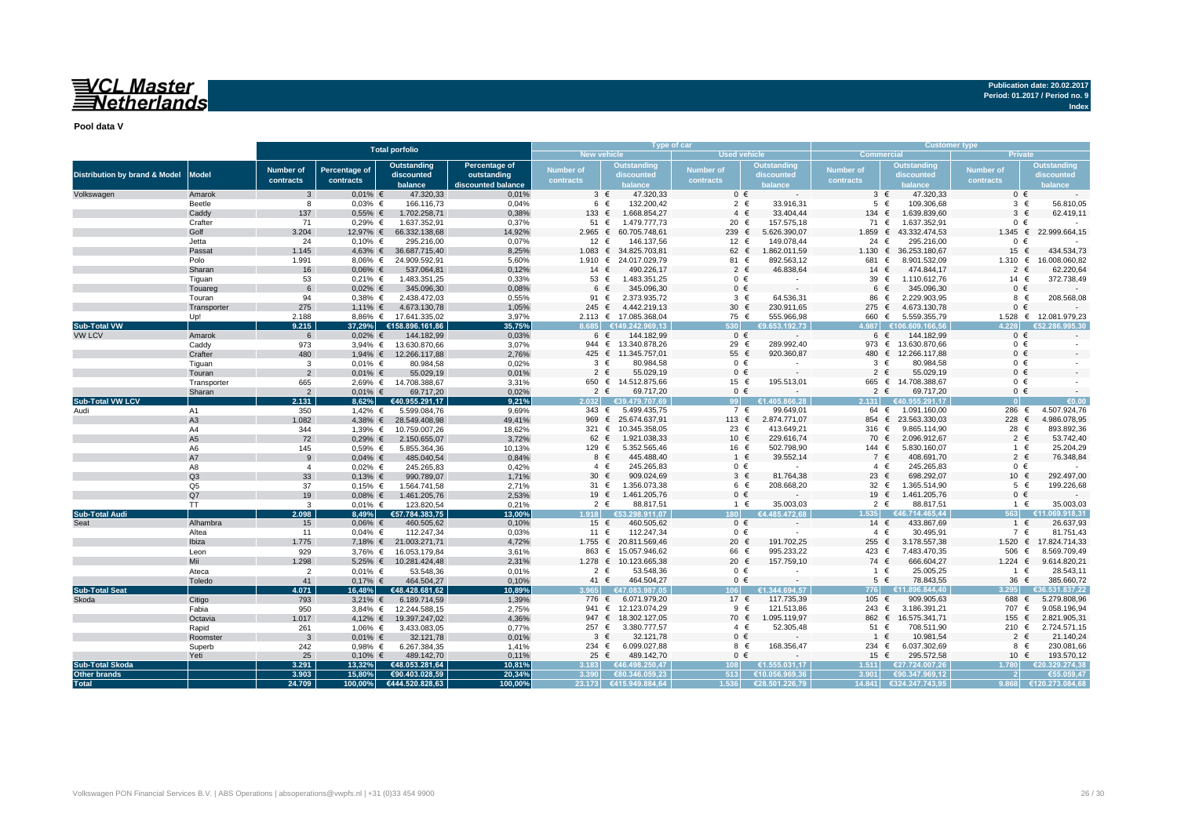# VCL Master Netherlands

Publication date: 20.02.2017
Period: 01.2017 / Period no. 9
Index

**Pool data V**

| Distribution by brand & Model | Model | Total porfolio | | | | Type of car | | | | Customer type | | | |
|---|---|---|---|---|---|---|---|---|---|---|---|---|---|
| | | | | | | New vehicle | | Used vehicle | | Commercial | | Private | |
| | | Number of contracts | Percentage of contracts | Outstanding discounted balance | Percentage of outstanding discounted balance | Number of contracts | Outstanding discounted balance | Number of contracts | Outstanding discounted balance | Number of contracts | Outstanding discounted balance | Number of contracts | Outstanding discounted balance |
| Volkswagen | Amarok | 3 | 0,01% | € 47.320,33 | 0,01% | 3 | € 47.320,33 | 0 | € - | 3 | € 47.320,33 | 0 | € - |
| | Beetle | 8 | 0,03% | € 166.116,73 | 0,04% | 6 | € 132.200,42 | 2 | € 33.916,31 | 5 | € 109.306,68 | 3 | € 56.810,05 |
| | Caddy | 137 | 0,55% | € 1.702.258,71 | 0,38% | 133 | € 1.668.854,27 | 4 | € 33.404,44 | 134 | € 1.639.839,60 | 3 | € 62.419,11 |
| | Crafter | 71 | 0,29% | € 1.637.352,91 | 0,37% | 51 | € 1.479.777,73 | 20 | € 157.575,18 | 71 | € 1.637.352,91 | 0 | € - |
| | Golf | 3.204 | 12,97% | € 66.332.138,68 | 14,92% | 2.965 | € 60.705.748,61 | 239 | € 5.626.390,07 | 1.859 | € 43.332.474,53 | 1.345 | € 22.999.664,15 |
| | Jetta | 24 | 0,10% | € 295.216,00 | 0,07% | 12 | € 146.137,56 | 12 | € 149.078,44 | 24 | € 295.216,00 | 0 | € - |
| | Passat | 1.145 | 4,63% | € 36.687.715,40 | 8,25% | 1.083 | € 34.825.703,81 | 62 | € 1.862.011,59 | 1.130 | € 36.253.180,67 | 15 | € 434.534,73 |
| | Polo | 1.991 | 8,06% | € 24.909.592,91 | 5,60% | 1.910 | € 24.017.029,79 | 81 | € 892.563,12 | 681 | € 8.901.532,09 | 1.310 | € 16.008.060,82 |
| | Sharan | 16 | 0,06% | € 537.064,81 | 0,12% | 14 | € 490.226,17 | 2 | € 46.838,64 | 14 | € 474.844,17 | 2 | € 62.220,64 |
| | Tiguan | 53 | 0,21% | € 1.483.351,25 | 0,33% | 53 | € 1.483.351,25 | 0 | € - | 39 | € 1.110.612,76 | 14 | € 372.738,49 |
| | Touareg | 6 | 0,02% | € 345.096,30 | 0,08% | 6 | € 345.096,30 | 0 | € - | 6 | € 345.096,30 | 0 | € - |
| | Touran | 94 | 0,38% | € 2.438.472,03 | 0,55% | 91 | € 2.373.935,72 | 3 | € 64.536,31 | 86 | € 2.229.903,95 | 8 | € 208.568,08 |
| | Transporter | 275 | 1,11% | € 4.673.130,78 | 1,05% | 245 | € 4.442.219,13 | 30 | € 230.911,65 | 275 | € 4.673.130,78 | 0 | € - |
| | Up! | 2.188 | 8,86% | € 17.641.335,02 | 3,97% | 2.113 | € 17.085.368,04 | 75 | € 555.966,98 | 660 | € 5.559.355,79 | 1.528 | € 12.081.979,23 |
| **Sub-Total VW** | | **9.215** | **37,29%** | **€158.896.161,86** | **35,75%** | **8.685** | **€149.242.969,13** | **530** | **€9.653.192,73** | **4.987** | **€106.609.166,56** | **4.228** | **€52.286.995,30** |
| VW LCV | Amarok | 6 | 0,02% | € 144.182,99 | 0,03% | 6 | € 144.182,99 | 0 | € - | 6 | € 144.182,99 | 0 | € - |
| | Caddy | 973 | 3,94% | € 13.630.870,66 | 3,07% | 944 | € 13.340.878,26 | 29 | € 289.992,40 | 973 | € 13.630.870,66 | 0 | € - |
| | Crafter | 480 | 1,94% | € 12.266.117,88 | 2,76% | 425 | € 11.345.757,01 | 55 | € 920.360,87 | 480 | € 12.266.117,88 | 0 | € - |
| | Tiguan | 3 | 0,01% | € 80.984,58 | 0,02% | 3 | € 80.984,58 | 0 | € - | 3 | € 80.984,58 | 0 | € - |
| | Touran | 2 | 0,01% | € 55.029,19 | 0,01% | 2 | € 55.029,19 | 0 | € - | 2 | € 55.029,19 | 0 | € - |
| | Transporter | 665 | 2,69% | € 14.708.388,67 | 3,31% | 650 | € 14.512.875,66 | 15 | € 195.513,01 | 665 | € 14.708.388,67 | 0 | € - |
| | Sharan | 2 | 0,01% | € 69.717,20 | 0,02% | 2 | € 69.717,20 | 0 | € - | 2 | € 69.717,20 | 0 | € - |
| **Sub-Total VW LCV** | | **2.131** | **8,62%** | **€40.955.291,17** | **9,21%** | **2.032** | **€39.479.707,69** | **99** | **€1.405.866,28** | **2.131** | **€40.955.291,17** | **0** | **€0,00** |
| Audi | A1 | 350 | 1,42% | € 5.599.084,76 | 9,69% | 343 | € 5.499.435,75 | 7 | € 99.649,01 | 64 | € 1.091.160,00 | 286 | € 4.507.924,76 |
| | A3 | 1.082 | 4,38% | € 28.549.408,98 | 49,41% | 969 | € 25.674.637,91 | 113 | € 2.874.771,07 | 854 | € 23.563.330,03 | 228 | € 4.986.078,95 |
| | A4 | 344 | 1,39% | € 10.759.007,26 | 18,62% | 321 | € 10.345.358,05 | 23 | € 413.649,21 | 316 | € 9.865.114,90 | 28 | € 893.892,36 |
| | A5 | 72 | 0,29% | € 2.150.655,07 | 3,72% | 62 | € 1.921.038,33 | 10 | € 229.616,74 | 70 | € 2.096.912,67 | 2 | € 53.742,40 |
| | A6 | 145 | 0,59% | € 5.855.364,36 | 10,13% | 129 | € 5.352.565,46 | 16 | € 502.798,90 | 144 | € 5.830.160,07 | 1 | € 25.204,29 |
| | A7 | 9 | 0,04% | € 485.040,54 | 0,84% | 8 | € 445.488,40 | 1 | € 39.552,14 | 7 | € 408.691,70 | 2 | € 76.348,84 |
| | A8 | 4 | 0,02% | € 245.265,83 | 0,42% | 4 | € 245.265,83 | 0 | € - | 4 | € 245.265,83 | 0 | € - |
| | Q3 | 33 | 0,13% | € 990.789,07 | 1,71% | 30 | € 909.024,69 | 3 | € 81.764,38 | 23 | € 698.292,07 | 10 | € 292.497,00 |
| | Q5 | 37 | 0,15% | € 1.564.741,58 | 2,71% | 31 | € 1.356.073,38 | 6 | € 208.668,20 | 32 | € 1.365.514,90 | 5 | € 199.226,68 |
| | Q7 | 19 | 0,08% | € 1.461.205,76 | 2,53% | 19 | € 1.461.205,76 | 0 | € - | 19 | € 1.461.205,76 | 0 | € - |
| | TT | 3 | 0,01% | € 123.820,54 | 0,21% | 2 | € 88.817,51 | 1 | € 35.003,03 | 2 | € 88.817,51 | 1 | € 35.003,03 |
| **Sub-Total Audi** | | **2.098** | **8,49%** | **€57.784.383,75** | **13,00%** | **1.918** | **€53.298.911,07** | **180** | **€4.485.472,68** | **1.535** | **€46.714.465,44** | **563** | **€11.069.918,31** |
| Seat | Alhambra | 15 | 0,06% | € 460.505,62 | 0,10% | 15 | € 460.505,62 | 0 | € - | 14 | € 433.867,69 | 1 | € 26.637,93 |
| | Altea | 11 | 0,04% | € 112.247,34 | 0,03% | 11 | € 112.247,34 | 0 | € - | 4 | € 30.495,91 | 7 | € 81.751,43 |
| | Ibiza | 1.775 | 7,18% | € 21.003.271,71 | 4,72% | 1.755 | € 20.811.569,46 | 20 | € 191.702,25 | 255 | € 3.178.557,38 | 1.520 | € 17.824.714,33 |
| | Leon | 929 | 3,76% | € 16.053.179,84 | 3,61% | 863 | € 15.057.946,62 | 66 | € 995.233,22 | 423 | € 7.483.470,35 | 506 | € 8.569.709,49 |
| | Mii | 1.298 | 5,25% | € 10.281.424,48 | 2,31% | 1.278 | € 10.123.665,38 | 20 | € 157.759,10 | 74 | € 666.604,27 | 1.224 | € 9.614.820,21 |
| | Ateca | 2 | 0,01% | € 53.548,36 | 0,01% | 2 | € 53.548,36 | 0 | € - | 1 | € 25.005,25 | 1 | € 28.543,11 |
| | Toledo | 41 | 0,17% | € 464.504,27 | 0,10% | 41 | € 464.504,27 | 0 | € - | 5 | € 78.843,55 | 36 | € 385.660,72 |
| **Sub-Total Seat** | | **4.071** | **16,48%** | **€48.428.681,62** | **10,89%** | **3.965** | **€47.083.987,05** | **106** | **€1.344.694,57** | **776** | **€11.896.844,40** | **3.295** | **€36.531.837,22** |
| Skoda | Citigo | 793 | 3,21% | € 6.189.714,59 | 1,39% | 776 | € 6.071.979,20 | 17 | € 117.735,39 | 105 | € 909.905,63 | 688 | € 5.279.808,96 |
| | Fabia | 950 | 3,84% | € 12.244.588,15 | 2,75% | 941 | € 12.123.074,29 | 9 | € 121.513,86 | 243 | € 3.186.391,21 | 707 | € 9.058.196,94 |
| | Octavia | 1.017 | 4,12% | € 19.397.247,02 | 4,36% | 947 | € 18.302.127,05 | 70 | € 1.095.119,97 | 862 | € 16.575.341,71 | 155 | € 2.821.905,31 |
| | Rapid | 261 | 1,06% | € 3.433.083,05 | 0,77% | 257 | € 3.380.777,57 | 4 | € 52.305,48 | 51 | € 708.511,90 | 210 | € 2.724.571,15 |
| | Roomster | 3 | 0,01% | € 32.121,78 | 0,01% | 3 | € 32.121,78 | 0 | € - | 1 | € 10.981,54 | 2 | € 21.140,24 |
| | Superb | 242 | 0,98% | € 6.267.384,35 | 1,41% | 234 | € 6.099.027,88 | 8 | € 168.356,47 | 234 | € 6.037.302,69 | 8 | € 230.081,66 |
| | Yeti | 25 | 0,10% | € 489.142,70 | 0,11% | 25 | € 489.142,70 | 0 | € - | 15 | € 295.572,58 | 10 | € 193.570,12 |
| **Sub-Total Skoda** | | **3.291** | **13,32%** | **€48.053.281,64** | **10,81%** | **3.183** | **€46.498.250,47** | **108** | **€1.555.031,17** | **1.511** | **€27.724.007,26** | **1.780** | **€20.329.274,38** |
| **Other brands** | | **3.903** | **15,80%** | **€90.403.028,59** | **20,34%** | **3.390** | **€80.346.059,23** | **513** | **€10.056.969,36** | **3.901** | **€90.347.969,12** | **2** | **€55.059,47** |
| **Total** | | **24.709** | **100,00%** | **€444.520.828,63** | **100,00%** | **23.173** | **€415.949.884,64** | **1.536** | **€28.501.226,79** | **14.841** | **€324.247.743,95** | **9.868** | **€120.273.084,68** |

Volkswagen PON Financial Services B.V. | ABS Operations | absoperations@vwpfs.nl | +31 (0)33 454 9900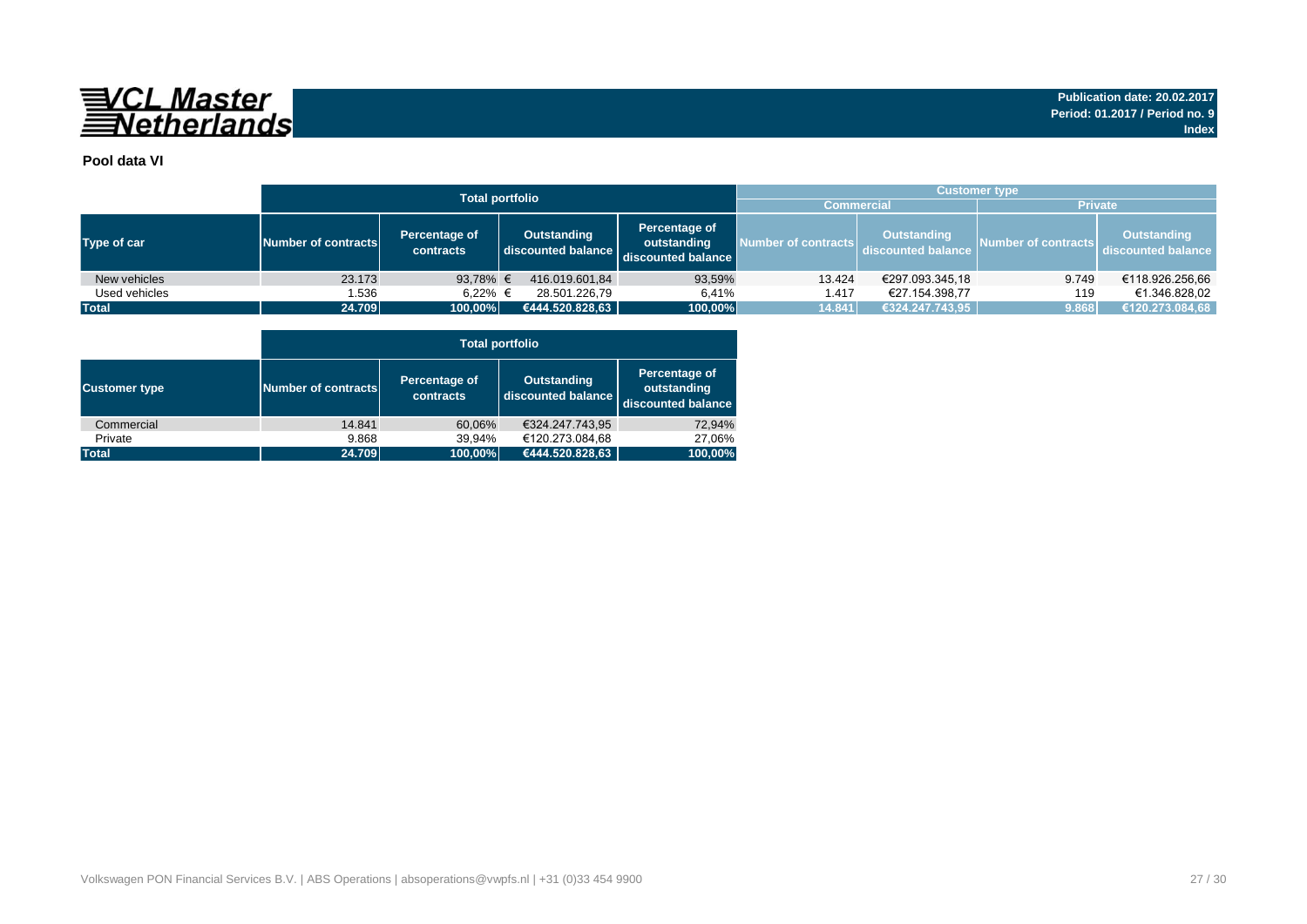VCL Master Netherlands

**Publication date: 20.02.2017**
**Period: 01.2017 / Period no. 9**
**Index**

**Pool data VI**

| | Total portfolio | | | | Customer type | | | |
|---|---|---|---|---|---|---|---|---|
| | | | | | Commercial | | Private | |
| **Type of car** | **Number of contracts** | **Percentage of contracts** | **Outstanding discounted balance** | **Percentage of outstanding discounted balance** | **Number of contracts** | **Outstanding discounted balance** | **Number of contracts** | **Outstanding discounted balance** |
| New vehicles | 23.173 | 93,78% | € 416.019.601,84 | 93,59% | 13.424 | €297.093.345,18 | 9.749 | €118.926.256,66 |
| Used vehicles | 1.536 | 6,22% | € 28.501.226,79 | 6,41% | 1.417 | €27.154.398,77 | 119 | €1.346.828,02 |
| **Total** | **24.709** | **100,00%** | **€444.520.828,63** | **100,00%** | **14.841** | **€324.247.743,95** | **9.868** | **€120.273.084,68** |

| | Total portfolio | | | |
|---|---|---|---|---|
| **Customer type** | **Number of contracts** | **Percentage of contracts** | **Outstanding discounted balance** | **Percentage of outstanding discounted balance** |
| Commercial | 14.841 | 60,06% | €324.247.743,95 | 72,94% |
| Private | 9.868 | 39,94% | €120.273.084,68 | 27,06% |
| **Total** | **24.709** | **100,00%** | **€444.520.828,63** | **100,00%** |

Volkswagen PON Financial Services B.V. | ABS Operations | absoperations@vwpfs.nl | +31 (0)33 454 9900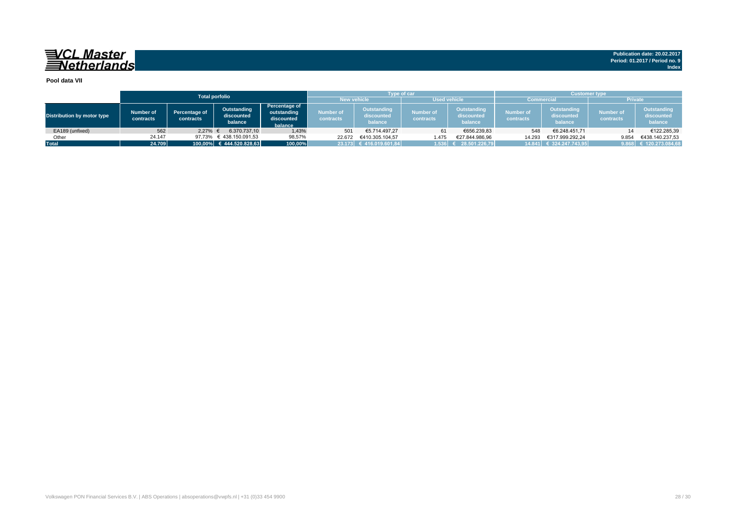VCL Master Netherlands

Publication date: 20.02.2017
Period: 01.2017 / Period no. 9
Index

**Pool data VII**

| Distribution by motor type | Total porfolio | | | | Type of car | | | | Customer type | | | |
|---|---|---|---|---|---|---|---|---|---|---|---|---|
| | | | | | New vehicle | | Used vehicle | | Commercial | | Private | |
| | Number of contracts | Percentage of contracts | Outstanding discounted balance | Percentage of outstanding discounted balance | Number of contracts | Outstanding discounted balance | Number of contracts | Outstanding discounted balance | Number of contracts | Outstanding discounted balance | Number of contracts | Outstanding discounted balance |
| EA189 (unfixed) | 562 | 2,27% | € 6.370.737,10 | 1,43% | 501 | €5.714.497,27 | 61 | €656.239,83 | 548 | €6.248.451,71 | 14 | €122.285,39 |
| Other | 24.147 | 97,73% | € 438.150.091,53 | 98,57% | 22.672 | €410.305.104,57 | 1.475 | €27.844.986,96 | 14.293 | €317.999.292,24 | 9.854 | €438.140.237,53 |
| **Total** | **24.709** | **100,00%** | **€ 444.520.828,63** | **100,00%** | **23.173** | **€ 416.019.601,84** | **1.536** | **€ 28.501.226,79** | **14.841** | **€ 324.247.743,95** | **9.868** | **€ 120.273.084,68** |

Volkswagen PON Financial Services B.V. | ABS Operations | absoperations@vwpfs.nl | +31 (0)33 454 9900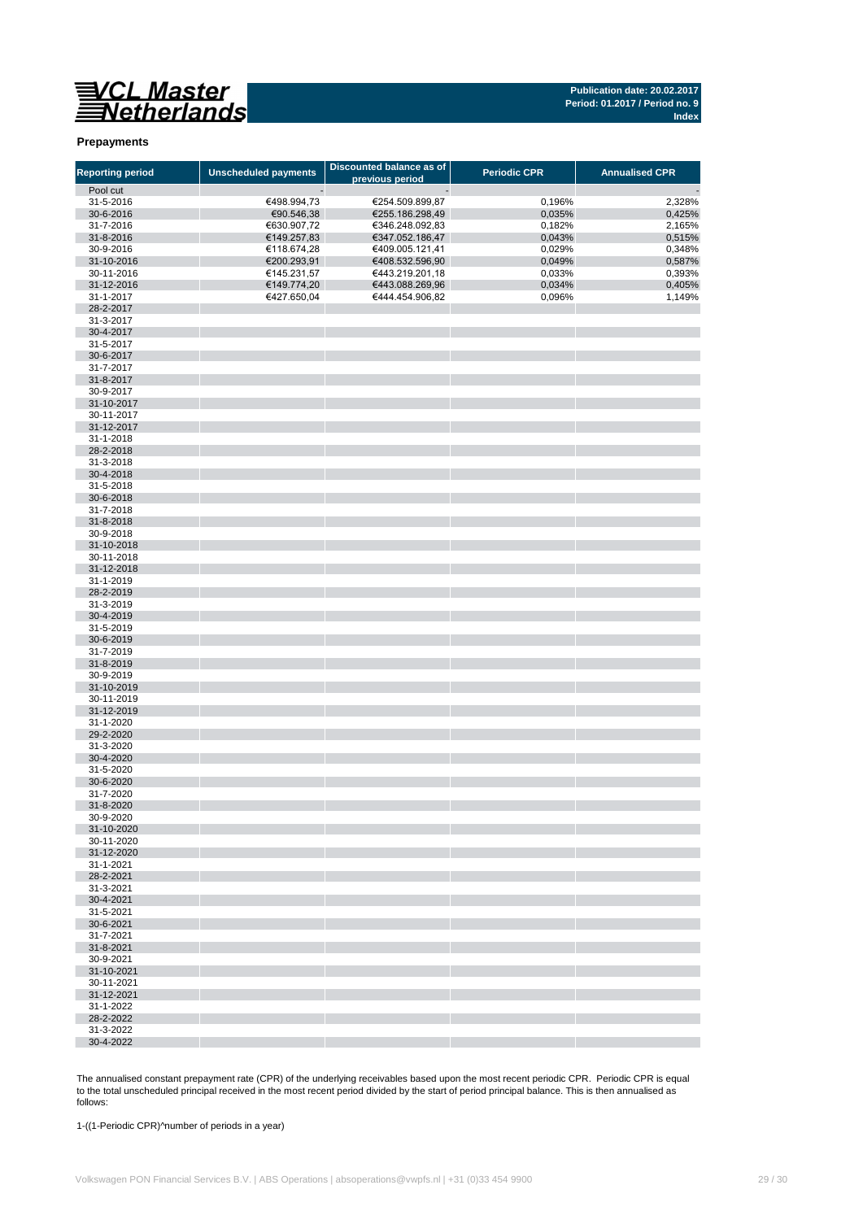VCL Master Netherlands

**Publication date: 20.02.2017**
**Period: 01.2017 / Period no. 9**
**Index**

## Prepayments

| Reporting period | Unscheduled payments | Discounted balance as of previous period | Periodic CPR | Annualised CPR |
|---|---|---|---|---|
| Pool cut | - | - | | - |
| 31-5-2016 | €498.994,73 | €254.509.899,87 | 0,196% | 2,328% |
| 30-6-2016 | €90.546,38 | €255.186.298,49 | 0,035% | 0,425% |
| 31-7-2016 | €630.907,72 | €346.248.092,83 | 0,182% | 2,165% |
| 31-8-2016 | €149.257,83 | €347.052.186,47 | 0,043% | 0,515% |
| 30-9-2016 | €118.674,28 | €409.005.121,41 | 0,029% | 0,348% |
| 31-10-2016 | €200.293,91 | €408.532.596,90 | 0,049% | 0,587% |
| 30-11-2016 | €145.231,57 | €443.219.201,18 | 0,033% | 0,393% |
| 31-12-2016 | €149.774,20 | €443.088.269,96 | 0,034% | 0,405% |
| 31-1-2017 | €427.650,04 | €444.454.906,82 | 0,096% | 1,149% |
| 28-2-2017 | | | | |
| 31-3-2017 | | | | |
| 30-4-2017 | | | | |
| 31-5-2017 | | | | |
| 30-6-2017 | | | | |
| 31-7-2017 | | | | |
| 31-8-2017 | | | | |
| 30-9-2017 | | | | |
| 31-10-2017 | | | | |
| 30-11-2017 | | | | |
| 31-12-2017 | | | | |
| 31-1-2018 | | | | |
| 28-2-2018 | | | | |
| 31-3-2018 | | | | |
| 30-4-2018 | | | | |
| 31-5-2018 | | | | |
| 30-6-2018 | | | | |
| 31-7-2018 | | | | |
| 31-8-2018 | | | | |
| 30-9-2018 | | | | |
| 31-10-2018 | | | | |
| 30-11-2018 | | | | |
| 31-12-2018 | | | | |
| 31-1-2019 | | | | |
| 28-2-2019 | | | | |
| 31-3-2019 | | | | |
| 30-4-2019 | | | | |
| 31-5-2019 | | | | |
| 30-6-2019 | | | | |
| 31-7-2019 | | | | |
| 31-8-2019 | | | | |
| 30-9-2019 | | | | |
| 31-10-2019 | | | | |
| 30-11-2019 | | | | |
| 31-12-2019 | | | | |
| 31-1-2020 | | | | |
| 29-2-2020 | | | | |
| 31-3-2020 | | | | |
| 30-4-2020 | | | | |
| 31-5-2020 | | | | |
| 30-6-2020 | | | | |
| 31-7-2020 | | | | |
| 31-8-2020 | | | | |
| 30-9-2020 | | | | |
| 31-10-2020 | | | | |
| 30-11-2020 | | | | |
| 31-12-2020 | | | | |
| 31-1-2021 | | | | |
| 28-2-2021 | | | | |
| 31-3-2021 | | | | |
| 30-4-2021 | | | | |
| 31-5-2021 | | | | |
| 30-6-2021 | | | | |
| 31-7-2021 | | | | |
| 31-8-2021 | | | | |
| 30-9-2021 | | | | |
| 31-10-2021 | | | | |
| 30-11-2021 | | | | |
| 31-12-2021 | | | | |
| 31-1-2022 | | | | |
| 28-2-2022 | | | | |
| 31-3-2022 | | | | |
| 30-4-2022 | | | | |

The annualised constant prepayment rate (CPR) of the underlying receivables based upon the most recent periodic CPR. Periodic CPR is equal to the total unscheduled principal received in the most recent period divided by the start of period principal balance. This is then annualised as follows:

1-((1-Periodic CPR)^number of periods in a year)

Volkswagen PON Financial Services B.V. | ABS Operations | absoperations@vwpfs.nl | +31 (0)33 454 9900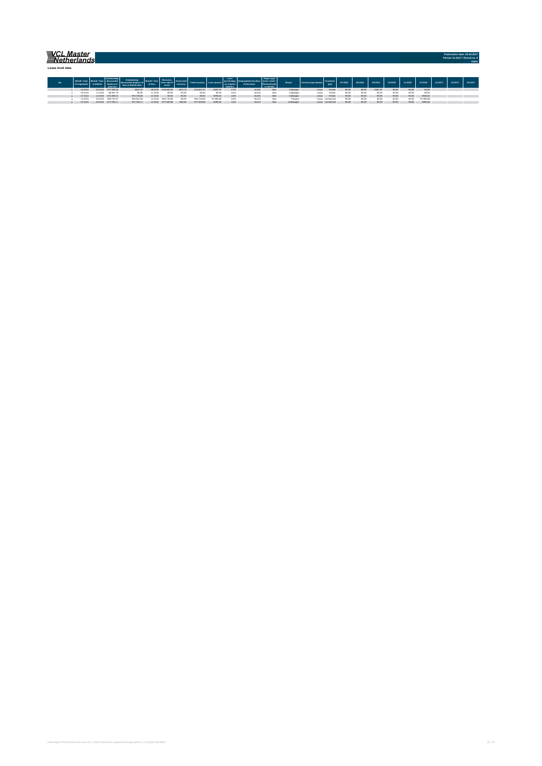**VCL Master Netherlands**

Publication date: 20.03.2017
Period: 01.2017 / Period no. 9
Index

**Lease level data**

| No. | Month / Year of origination | Month / Year of default | Outstanding discounted balance at pool cut | Outstanding discounted balance of loan at default date | Month / Year of loss | Recovery from sale of asset | Unsecured recovery | Total recovery | Loss amount | Loss percentage on original balance | Geographical location of borrower | Object type (new / used / Demonstration vehicle) | Brand | Contract type (lease) | Customer type | 07-2016 | 08-2016 | 09-2016 | 10-2016 | 11-2016 | 12-2016 | 01-2017 | 02-2017 | 03-2017 |
|---|---|---|---|---|---|---|---|---|---|---|---|---|---|---|---|---|---|---|---|---|---|---|---|---|
| 1 | 10.2014 | 08.2016 | €17.286,56 | €467,37 | 09.2016 | €15.940,84 | (€13,77) | €15.927,47 | €467,37 | 2,7% | NL332 | New | Volkswagen | Lease | Private | €0,00 | €0,00 | €467,37 | €0,00 | €0,00 | €0,00 | | | |
| 2 | 09.2016 | 11.2016 | €6.907,79 | €0,00 | 11.2016 | €0,00 | €0,00 | €0,00 | €0,00 | 0,0% | NL326 | New | Volkswagen | Lease | Private | €0,00 | €0,00 | €0,00 | €0,00 | €0,00 | €0,00 | | | |
| 3 | 07.2013 | 12.2016 | €13.486,11 | €10.748,98 | 12.2016 | €0,00 | €0,00 | €0,00 | €536,21 | 4,0% | NL310 | New | Volkswagen | Lease | Private | €0,00 | €0,00 | €0,00 | €0,00 | €0,00 | €536,21 | | | |
| 4 | 12.2015 | 09.2016 | €28.737,67 | €25.827,94 | 12.2016 | €24.735,28 | €0,00 | €24.735,28 | €1.092,66 | 3,8% | NL413 | New | Peugeot | Lease | commercial | €0,00 | €0,00 | €0,00 | €0,00 | €0,00 | €1.092,66 | | | |
| 5 | 01.2016 | 09.2016 | €17.784,11 | €17.784,11 | 12.2016 | €17.949,99 | €65,44 | €17.815,99 | €280,00 | 1,6% | NL413 | New | Volkswagen | Lease | commercial | €0,00 | €0,00 | €0,00 | €0,00 | €0,00 | €280,00 | | | |

Volkswagen PON Financial Services B.V. | ABS Operations | absoperations@vwpfs.nl | +31 (0)33 454 9930